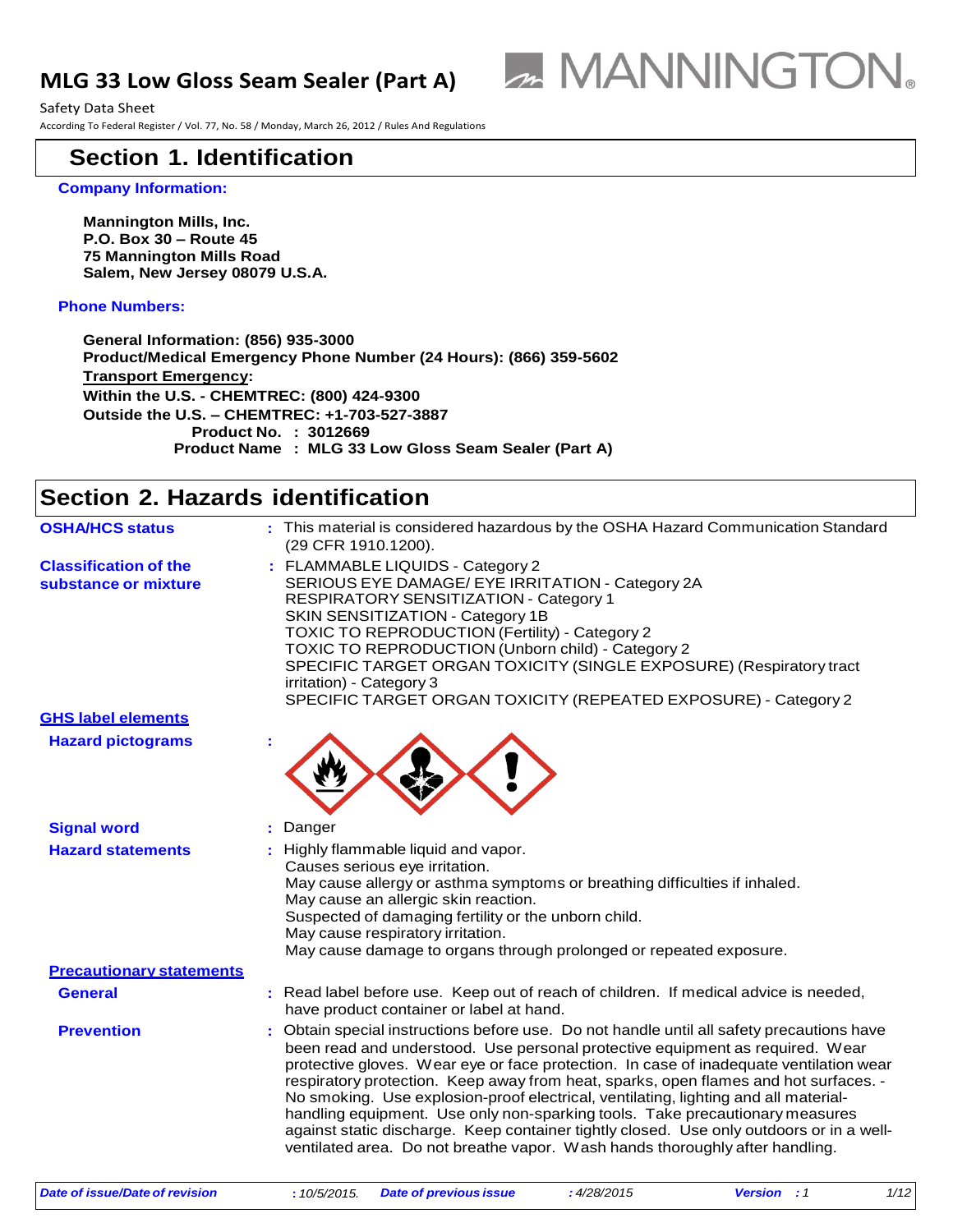# MLG 33 Low Gloss Seam Sealer (Part A)

Safety Data Sheet

According To Federal Register / Vol. 77, No. 58 / Monday, March 26, 2012 / Rules And Regulations

## Section 1. Identification

**Company Information:**

**Mannington Mills, Inc.**
**P.O. Box 30 – Route 45**
**75 Mannington Mills Road**
**Salem, New Jersey 08079 U.S.A.**

**Phone Numbers:**

**General Information: (856) 935-3000**
**Product/Medical Emergency Phone Number (24 Hours): (866) 359-5602**
**Transport Emergency:**
**Within the U.S. - CHEMTREC: (800) 424-9300**
**Outside the U.S. – CHEMTREC: +1-703-527-3887**
**Product No. : 3012669**
**Product Name : MLG 33 Low Gloss Seam Sealer (Part A)**

## Section 2. Hazards identification

**OSHA/HCS status** : This material is considered hazardous by the OSHA Hazard Communication Standard (29 CFR 1910.1200).

**Classification of the substance or mixture** : FLAMMABLE LIQUIDS - Category 2
SERIOUS EYE DAMAGE/ EYE IRRITATION - Category 2A
RESPIRATORY SENSITIZATION - Category 1
SKIN SENSITIZATION - Category 1B
TOXIC TO REPRODUCTION (Fertility) - Category 2
TOXIC TO REPRODUCTION (Unborn child) - Category 2
SPECIFIC TARGET ORGAN TOXICITY (SINGLE EXPOSURE) (Respiratory tract irritation) - Category 3
SPECIFIC TARGET ORGAN TOXICITY (REPEATED EXPOSURE) - Category 2

**GHS label elements**

**Hazard pictograms** :

**Signal word** : Danger

**Hazard statements** : Highly flammable liquid and vapor.
Causes serious eye irritation.
May cause allergy or asthma symptoms or breathing difficulties if inhaled.
May cause an allergic skin reaction.
Suspected of damaging fertility or the unborn child.
May cause respiratory irritation.
May cause damage to organs through prolonged or repeated exposure.

**Precautionary statements**

**General** : Read label before use. Keep out of reach of children. If medical advice is needed, have product container or label at hand.

**Prevention** : Obtain special instructions before use. Do not handle until all safety precautions have been read and understood. Use personal protective equipment as required. Wear protective gloves. Wear eye or face protection. In case of inadequate ventilation wear respiratory protection. Keep away from heat, sparks, open flames and hot surfaces. - No smoking. Use explosion-proof electrical, ventilating, lighting and all material-handling equipment. Use only non-sparking tools. Take precautionary measures against static discharge. Keep container tightly closed. Use only outdoors or in a well-ventilated area. Do not breathe vapor. Wash hands thoroughly after handling.

*Date of issue/Date of revision : 10/5/2015. Date of previous issue : 4/28/2015 Version : 1*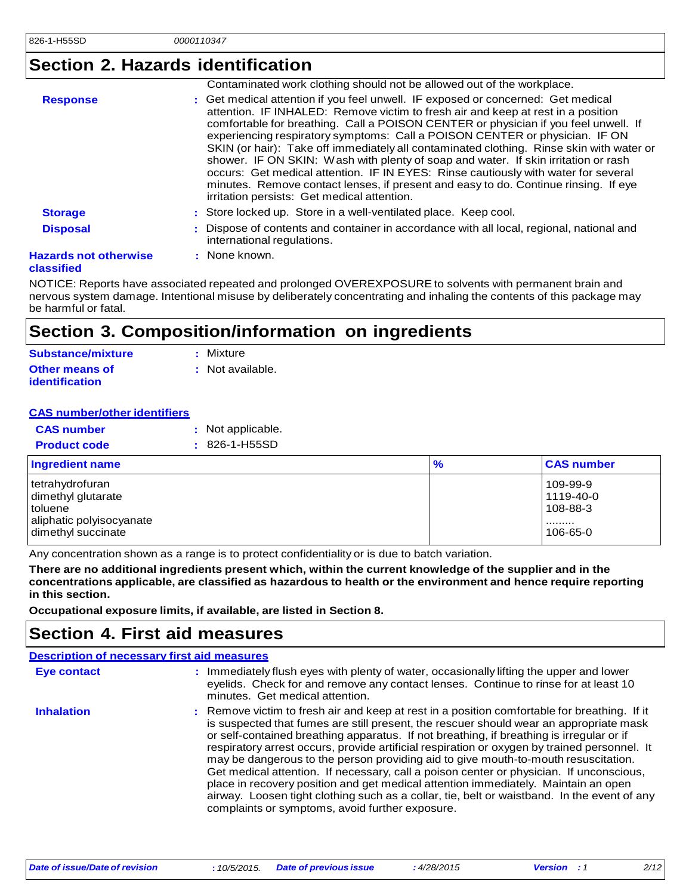## Section 2. Hazards identification

Contaminated work clothing should not be allowed out of the workplace.

**Response** : Get medical attention if you feel unwell. IF exposed or concerned: Get medical attention. IF INHALED: Remove victim to fresh air and keep at rest in a position comfortable for breathing. Call a POISON CENTER or physician if you feel unwell. If experiencing respiratory symptoms: Call a POISON CENTER or physician. IF ON SKIN (or hair): Take off immediately all contaminated clothing. Rinse skin with water or shower. IF ON SKIN: Wash with plenty of soap and water. If skin irritation or rash occurs: Get medical attention. IF IN EYES: Rinse cautiously with water for several minutes. Remove contact lenses, if present and easy to do. Continue rinsing. If eye irritation persists: Get medical attention.

**Storage** : Store locked up. Store in a well-ventilated place. Keep cool.

**Disposal** : Dispose of contents and container in accordance with all local, regional, national and international regulations.

**Hazards not otherwise classified** : None known.

NOTICE: Reports have associated repeated and prolonged OVEREXPOSURE to solvents with permanent brain and nervous system damage. Intentional misuse by deliberately concentrating and inhaling the contents of this package may be harmful or fatal.

## Section 3. Composition/information on ingredients

**Substance/mixture** : Mixture

**Other means of identification** : Not available.

**CAS number/other identifiers**

**CAS number** : Not applicable.

**Product code** : 826-1-H55SD

| Ingredient name | % | CAS number |
|---|---|---|
| tetrahydrofuran | | 109-99-9 |
| dimethyl glutarate | | 1119-40-0 |
| toluene | | 108-88-3 |
| aliphatic polyisocyanate | | ........ |
| dimethyl succinate | | 106-65-0 |

Any concentration shown as a range is to protect confidentiality or is due to batch variation.

**There are no additional ingredients present which, within the current knowledge of the supplier and in the concentrations applicable, are classified as hazardous to health or the environment and hence require reporting in this section.**

**Occupational exposure limits, if available, are listed in Section 8.**

## Section 4. First aid measures

**Description of necessary first aid measures**

**Eye contact** : Immediately flush eyes with plenty of water, occasionally lifting the upper and lower eyelids. Check for and remove any contact lenses. Continue to rinse for at least 10 minutes. Get medical attention.

**Inhalation** : Remove victim to fresh air and keep at rest in a position comfortable for breathing. If it is suspected that fumes are still present, the rescuer should wear an appropriate mask or self-contained breathing apparatus. If not breathing, if breathing is irregular or if respiratory arrest occurs, provide artificial respiration or oxygen by trained personnel. It may be dangerous to the person providing aid to give mouth-to-mouth resuscitation. Get medical attention. If necessary, call a poison center or physician. If unconscious, place in recovery position and get medical attention immediately. Maintain an open airway. Loosen tight clothing such as a collar, tie, belt or waistband. In the event of any complaints or symptoms, avoid further exposure.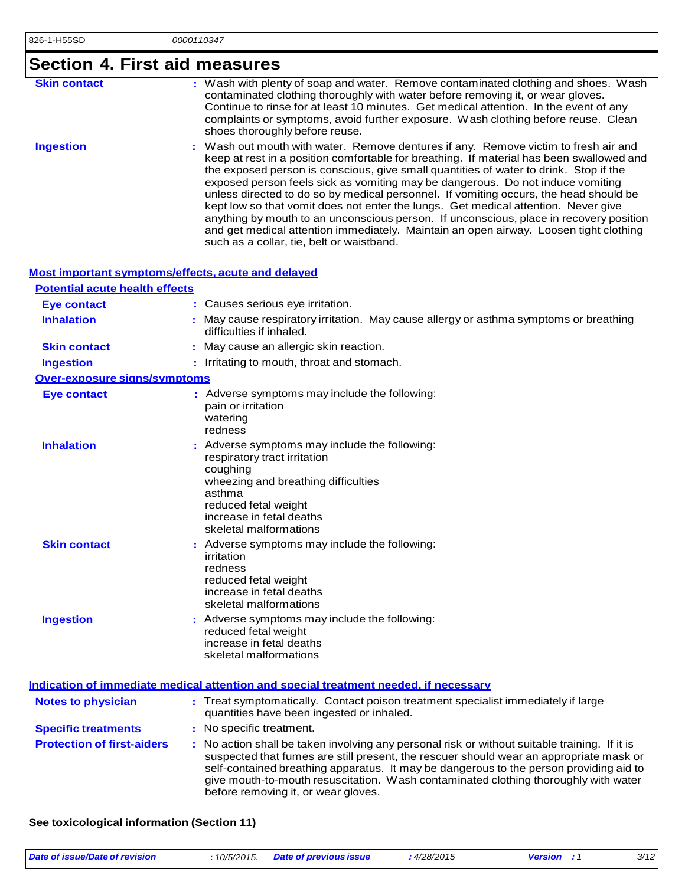## Section 4. First aid measures

| | |
|---|---|
| **Skin contact** | : Wash with plenty of soap and water. Remove contaminated clothing and shoes. Wash contaminated clothing thoroughly with water before removing it, or wear gloves. Continue to rinse for at least 10 minutes. Get medical attention. In the event of any complaints or symptoms, avoid further exposure. Wash clothing before reuse. Clean shoes thoroughly before reuse. |
| **Ingestion** | : Wash out mouth with water. Remove dentures if any. Remove victim to fresh air and keep at rest in a position comfortable for breathing. If material has been swallowed and the exposed person is conscious, give small quantities of water to drink. Stop if the exposed person feels sick as vomiting may be dangerous. Do not induce vomiting unless directed to do so by medical personnel. If vomiting occurs, the head should be kept low so that vomit does not enter the lungs. Get medical attention. Never give anything by mouth to an unconscious person. If unconscious, place in recovery position and get medical attention immediately. Maintain an open airway. Loosen tight clothing such as a collar, tie, belt or waistband. |

### Most important symptoms/effects, acute and delayed

**Potential acute health effects**

| | |
|---|---|
| **Eye contact** | : Causes serious eye irritation. |
| **Inhalation** | : May cause respiratory irritation. May cause allergy or asthma symptoms or breathing difficulties if inhaled. |
| **Skin contact** | : May cause an allergic skin reaction. |
| **Ingestion** | : Irritating to mouth, throat and stomach. |

**Over-exposure signs/symptoms**

| | |
|---|---|
| **Eye contact** | : Adverse symptoms may include the following:<br>pain or irritation<br>watering<br>redness |
| **Inhalation** | : Adverse symptoms may include the following:<br>respiratory tract irritation<br>coughing<br>wheezing and breathing difficulties<br>asthma<br>reduced fetal weight<br>increase in fetal deaths<br>skeletal malformations |
| **Skin contact** | : Adverse symptoms may include the following:<br>irritation<br>redness<br>reduced fetal weight<br>increase in fetal deaths<br>skeletal malformations |
| **Ingestion** | : Adverse symptoms may include the following:<br>reduced fetal weight<br>increase in fetal deaths<br>skeletal malformations |

### Indication of immediate medical attention and special treatment needed, if necessary

| | |
|---|---|
| **Notes to physician** | : Treat symptomatically. Contact poison treatment specialist immediately if large quantities have been ingested or inhaled. |
| **Specific treatments** | : No specific treatment. |
| **Protection of first-aiders** | : No action shall be taken involving any personal risk or without suitable training. If it is suspected that fumes are still present, the rescuer should wear an appropriate mask or self-contained breathing apparatus. It may be dangerous to the person providing aid to give mouth-to-mouth resuscitation. Wash contaminated clothing thoroughly with water before removing it, or wear gloves. |

**See toxicological information (Section 11)**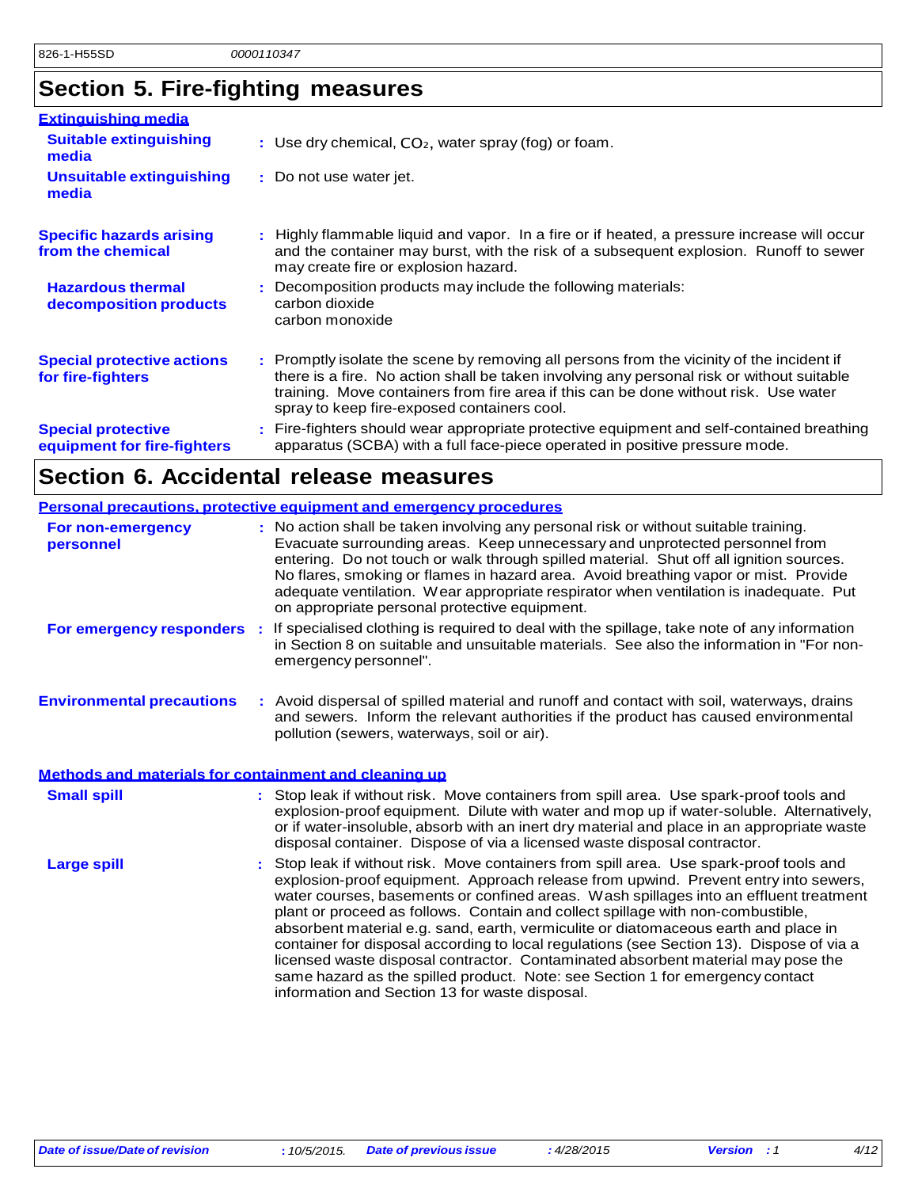# Section 5. Fire-fighting measures

**Extinguishing media**

**Suitable extinguishing media** : Use dry chemical, $CO_2$, water spray (fog) or foam.

**Unsuitable extinguishing media** : Do not use water jet.

**Specific hazards arising from the chemical** : Highly flammable liquid and vapor. In a fire or if heated, a pressure increase will occur and the container may burst, with the risk of a subsequent explosion. Runoff to sewer may create fire or explosion hazard.

**Hazardous thermal decomposition products** : Decomposition products may include the following materials:
carbon dioxide
carbon monoxide

**Special protective actions for fire-fighters** : Promptly isolate the scene by removing all persons from the vicinity of the incident if there is a fire. No action shall be taken involving any personal risk or without suitable training. Move containers from fire area if this can be done without risk. Use water spray to keep fire-exposed containers cool.

**Special protective equipment for fire-fighters** : Fire-fighters should wear appropriate protective equipment and self-contained breathing apparatus (SCBA) with a full face-piece operated in positive pressure mode.

# Section 6. Accidental release measures

**Personal precautions, protective equipment and emergency procedures**

**For non-emergency personnel** : No action shall be taken involving any personal risk or without suitable training. Evacuate surrounding areas. Keep unnecessary and unprotected personnel from entering. Do not touch or walk through spilled material. Shut off all ignition sources. No flares, smoking or flames in hazard area. Avoid breathing vapor or mist. Provide adequate ventilation. Wear appropriate respirator when ventilation is inadequate. Put on appropriate personal protective equipment.

**For emergency responders** : If specialised clothing is required to deal with the spillage, take note of any information in Section 8 on suitable and unsuitable materials. See also the information in "For non-emergency personnel".

**Environmental precautions** : Avoid dispersal of spilled material and runoff and contact with soil, waterways, drains and sewers. Inform the relevant authorities if the product has caused environmental pollution (sewers, waterways, soil or air).

**Methods and materials for containment and cleaning up**

**Small spill** : Stop leak if without risk. Move containers from spill area. Use spark-proof tools and explosion-proof equipment. Dilute with water and mop up if water-soluble. Alternatively, or if water-insoluble, absorb with an inert dry material and place in an appropriate waste disposal container. Dispose of via a licensed waste disposal contractor.

**Large spill** : Stop leak if without risk. Move containers from spill area. Use spark-proof tools and explosion-proof equipment. Approach release from upwind. Prevent entry into sewers, water courses, basements or confined areas. Wash spillages into an effluent treatment plant or proceed as follows. Contain and collect spillage with non-combustible, absorbent material e.g. sand, earth, vermiculite or diatomaceous earth and place in container for disposal according to local regulations (see Section 13). Dispose of via a licensed waste disposal contractor. Contaminated absorbent material may pose the same hazard as the spilled product. Note: see Section 1 for emergency contact information and Section 13 for waste disposal.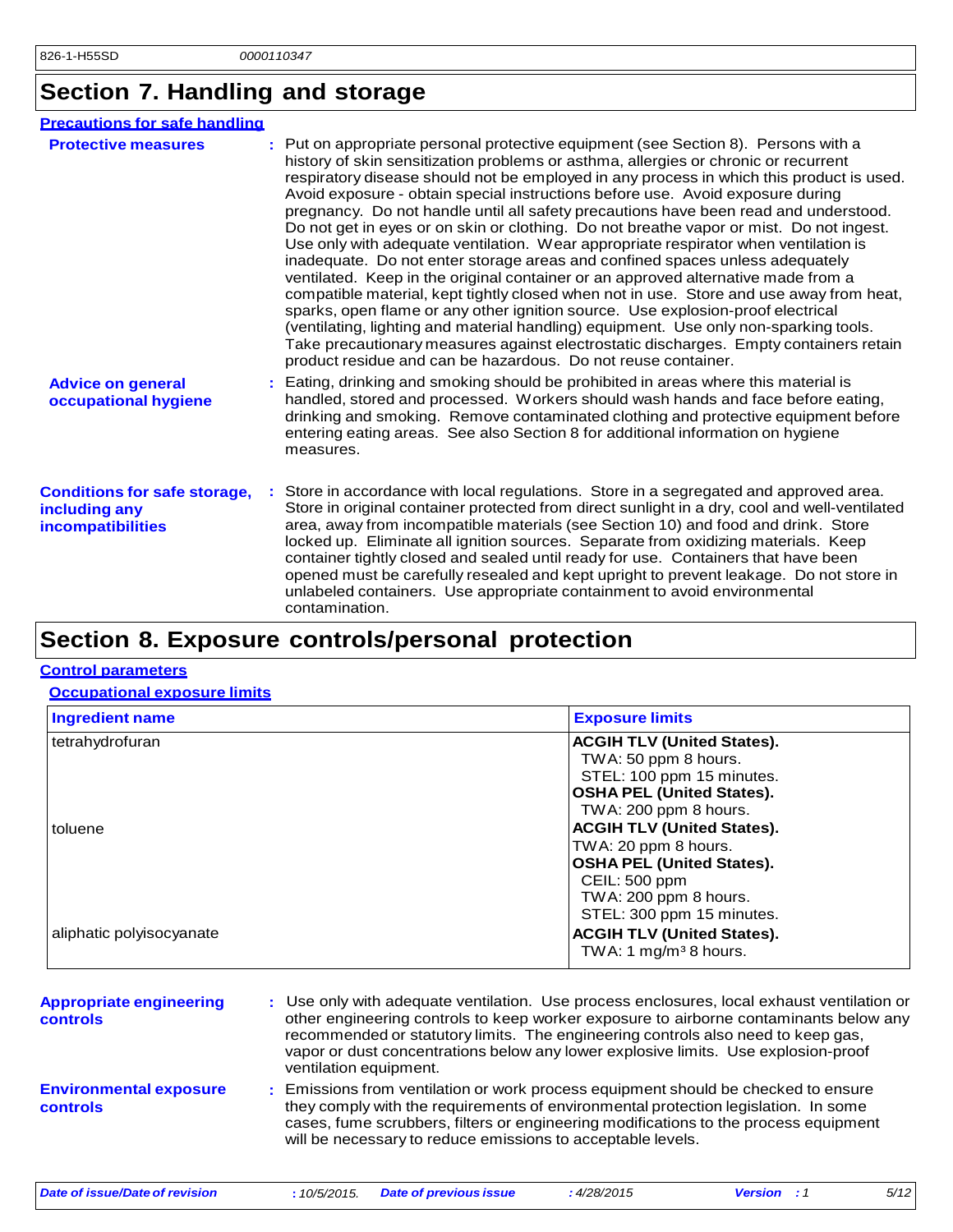## Section 7. Handling and storage

### Precautions for safe handling

**Protective measures** : Put on appropriate personal protective equipment (see Section 8). Persons with a history of skin sensitization problems or asthma, allergies or chronic or recurrent respiratory disease should not be employed in any process in which this product is used. Avoid exposure - obtain special instructions before use. Avoid exposure during pregnancy. Do not handle until all safety precautions have been read and understood. Do not get in eyes or on skin or clothing. Do not breathe vapor or mist. Do not ingest. Use only with adequate ventilation. Wear appropriate respirator when ventilation is inadequate. Do not enter storage areas and confined spaces unless adequately ventilated. Keep in the original container or an approved alternative made from a compatible material, kept tightly closed when not in use. Store and use away from heat, sparks, open flame or any other ignition source. Use explosion-proof electrical (ventilating, lighting and material handling) equipment. Use only non-sparking tools. Take precautionary measures against electrostatic discharges. Empty containers retain product residue and can be hazardous. Do not reuse container.

**Advice on general occupational hygiene** : Eating, drinking and smoking should be prohibited in areas where this material is handled, stored and processed. Workers should wash hands and face before eating, drinking and smoking. Remove contaminated clothing and protective equipment before entering eating areas. See also Section 8 for additional information on hygiene measures.

**Conditions for safe storage, including any incompatibilities** : Store in accordance with local regulations. Store in a segregated and approved area. Store in original container protected from direct sunlight in a dry, cool and well-ventilated area, away from incompatible materials (see Section 10) and food and drink. Store locked up. Eliminate all ignition sources. Separate from oxidizing materials. Keep container tightly closed and sealed until ready for use. Containers that have been opened must be carefully resealed and kept upright to prevent leakage. Do not store in unlabeled containers. Use appropriate containment to avoid environmental contamination.

## Section 8. Exposure controls/personal protection

### Control parameters

#### Occupational exposure limits

| Ingredient name | Exposure limits |
|---|---|
| tetrahydrofuran | **ACGIH TLV (United States).**<br>TWA: 50 ppm 8 hours.<br>STEL: 100 ppm 15 minutes.<br>**OSHA PEL (United States).**<br>TWA: 200 ppm 8 hours. |
| toluene | **ACGIH TLV (United States).**<br>TWA: 20 ppm 8 hours.<br>**OSHA PEL (United States).**<br>CEIL: 500 ppm<br>TWA: 200 ppm 8 hours.<br>STEL: 300 ppm 15 minutes. |
| aliphatic polyisocyanate | **ACGIH TLV (United States).**<br>TWA: 1 mg/m³ 8 hours. |

**Appropriate engineering controls** : Use only with adequate ventilation. Use process enclosures, local exhaust ventilation or other engineering controls to keep worker exposure to airborne contaminants below any recommended or statutory limits. The engineering controls also need to keep gas, vapor or dust concentrations below any lower explosive limits. Use explosion-proof ventilation equipment.

**Environmental exposure controls** : Emissions from ventilation or work process equipment should be checked to ensure they comply with the requirements of environmental protection legislation. In some cases, fume scrubbers, filters or engineering modifications to the process equipment will be necessary to reduce emissions to acceptable levels.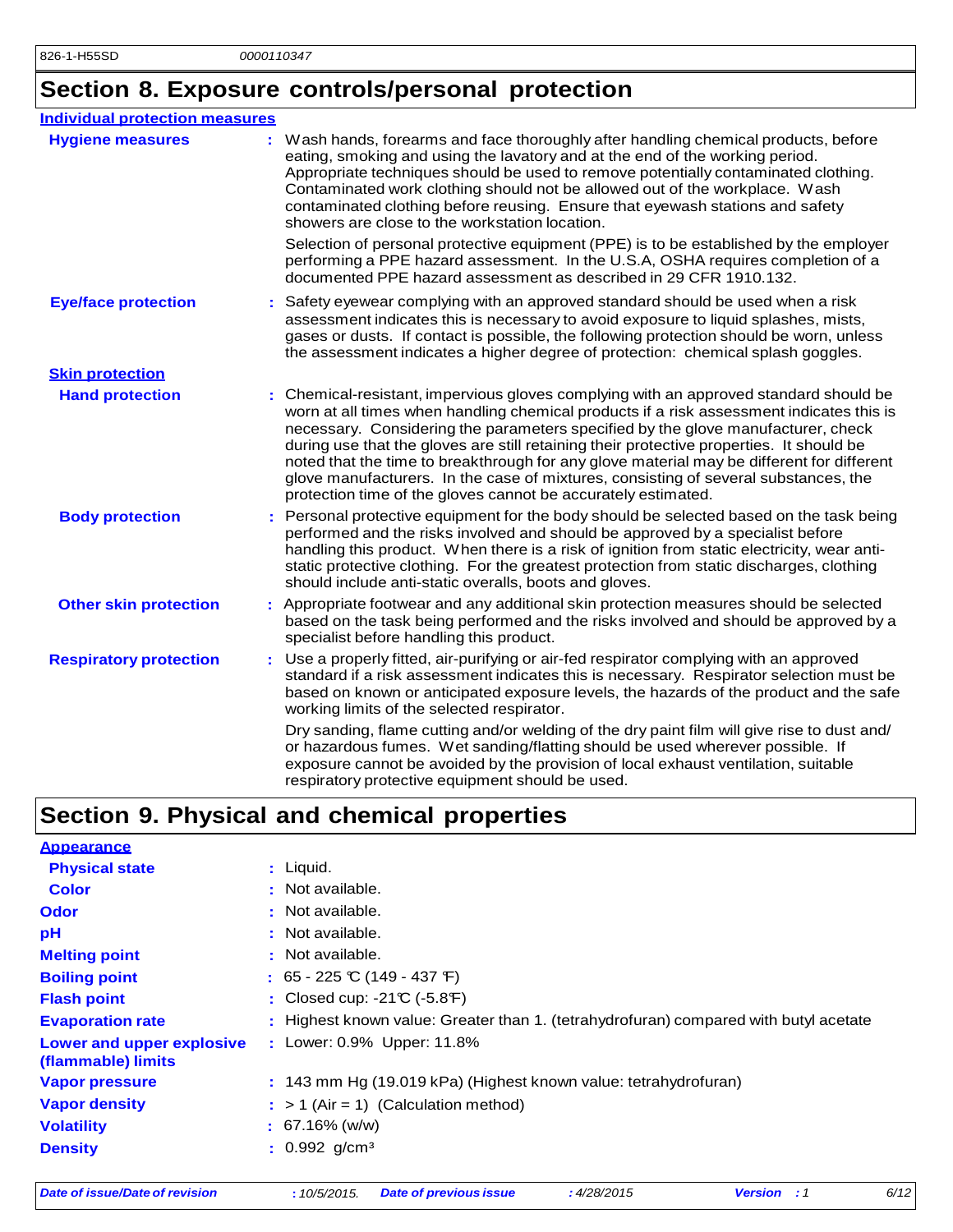## Section 8. Exposure controls/personal protection

**Individual protection measures**

**Hygiene measures** : Wash hands, forearms and face thoroughly after handling chemical products, before eating, smoking and using the lavatory and at the end of the working period. Appropriate techniques should be used to remove potentially contaminated clothing. Contaminated work clothing should not be allowed out of the workplace. Wash contaminated clothing before reusing. Ensure that eyewash stations and safety showers are close to the workstation location.

Selection of personal protective equipment (PPE) is to be established by the employer performing a PPE hazard assessment. In the U.S.A, OSHA requires completion of a documented PPE hazard assessment as described in 29 CFR 1910.132.

**Eye/face protection** : Safety eyewear complying with an approved standard should be used when a risk assessment indicates this is necessary to avoid exposure to liquid splashes, mists, gases or dusts. If contact is possible, the following protection should be worn, unless the assessment indicates a higher degree of protection: chemical splash goggles.

**Skin protection**

**Hand protection** : Chemical-resistant, impervious gloves complying with an approved standard should be worn at all times when handling chemical products if a risk assessment indicates this is necessary. Considering the parameters specified by the glove manufacturer, check during use that the gloves are still retaining their protective properties. It should be noted that the time to breakthrough for any glove material may be different for different glove manufacturers. In the case of mixtures, consisting of several substances, the protection time of the gloves cannot be accurately estimated.

**Body protection** : Personal protective equipment for the body should be selected based on the task being performed and the risks involved and should be approved by a specialist before handling this product. When there is a risk of ignition from static electricity, wear anti-static protective clothing. For the greatest protection from static discharges, clothing should include anti-static overalls, boots and gloves.

**Other skin protection** : Appropriate footwear and any additional skin protection measures should be selected based on the task being performed and the risks involved and should be approved by a specialist before handling this product.

**Respiratory protection** : Use a properly fitted, air-purifying or air-fed respirator complying with an approved standard if a risk assessment indicates this is necessary. Respirator selection must be based on known or anticipated exposure levels, the hazards of the product and the safe working limits of the selected respirator.

Dry sanding, flame cutting and/or welding of the dry paint film will give rise to dust and/ or hazardous fumes. Wet sanding/flatting should be used wherever possible. If exposure cannot be avoided by the provision of local exhaust ventilation, suitable respiratory protective equipment should be used.

## Section 9. Physical and chemical properties

**Appearance**

**Physical state** : Liquid.

**Color** : Not available.

**Odor** : Not available.

**pH** : Not available.

**Melting point** : Not available.

**Boiling point** : 65 - 225 °C (149 - 437 °F)

**Flash point** : Closed cup: -21°C (-5.8°F)

**Evaporation rate** : Highest known value: Greater than 1. (tetrahydrofuran) compared with butyl acetate

**Lower and upper explosive (flammable) limits** : Lower: 0.9% Upper: 11.8%

**Vapor pressure** : 143 mm Hg (19.019 kPa) (Highest known value: tetrahydrofuran)

**Vapor density** : > 1 (Air = 1) (Calculation method)

**Volatility** : 67.16% (w/w)

**Density** : 0.992 g/cm$^3$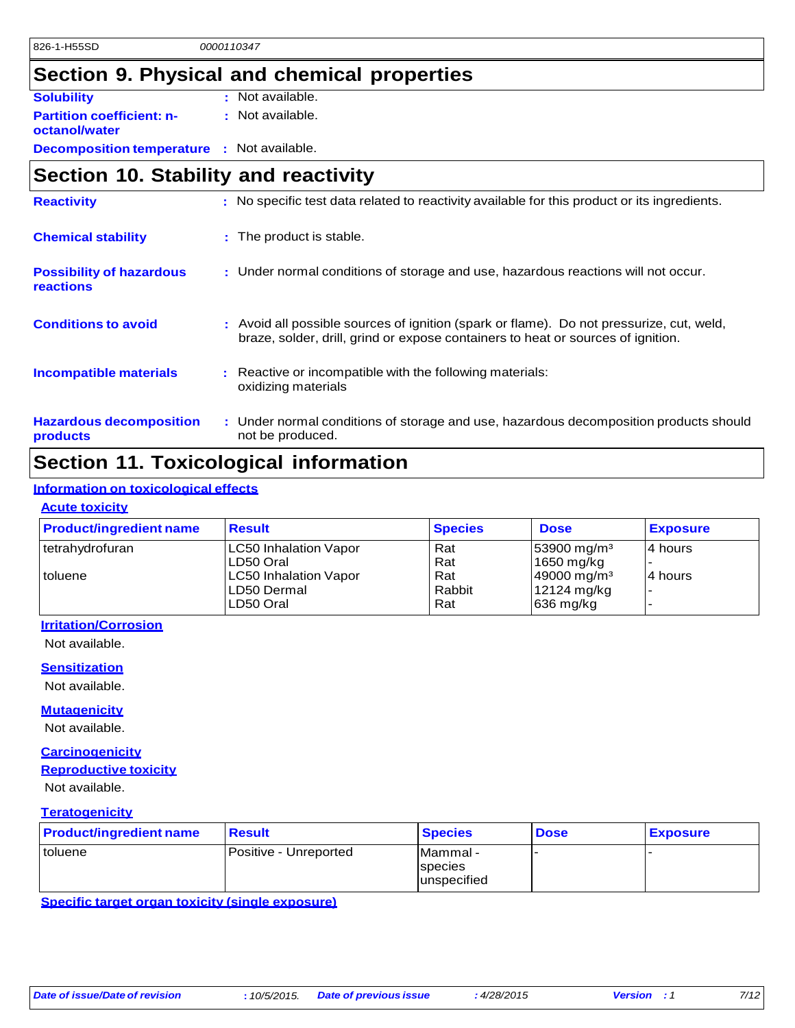## Section 9. Physical and chemical properties

**Solubility** : Not available.

**Partition coefficient: n-octanol/water** : Not available.

**Decomposition temperature** : Not available.

## Section 10. Stability and reactivity

**Reactivity** : No specific test data related to reactivity available for this product or its ingredients.

**Chemical stability** : The product is stable.

**Possibility of hazardous reactions** : Under normal conditions of storage and use, hazardous reactions will not occur.

**Conditions to avoid** : Avoid all possible sources of ignition (spark or flame). Do not pressurize, cut, weld, braze, solder, drill, grind or expose containers to heat or sources of ignition.

**Incompatible materials** : Reactive or incompatible with the following materials: oxidizing materials

**Hazardous decomposition products** : Under normal conditions of storage and use, hazardous decomposition products should not be produced.

## Section 11. Toxicological information

### Information on toxicological effects

#### Acute toxicity

| Product/ingredient name | Result | Species | Dose | Exposure |
|---|---|---|---|---|
| tetrahydrofuran | LC50 Inhalation Vapor | Rat | 53900 mg/m³ | 4 hours |
| | LD50 Oral | Rat | 1650 mg/kg | - |
| toluene | LC50 Inhalation Vapor | Rat | 49000 mg/m³ | 4 hours |
| | LD50 Dermal | Rabbit | 12124 mg/kg | - |
| | LD50 Oral | Rat | 636 mg/kg | - |

#### Irritation/Corrosion

Not available.

#### Sensitization

Not available.

#### Mutagenicity

Not available.

#### Carcinogenicity

#### Reproductive toxicity

Not available.

#### Teratogenicity

| Product/ingredient name | Result | Species | Dose | Exposure |
|---|---|---|---|---|
| toluene | Positive - Unreported | Mammal - species unspecified | - | - |

#### Specific target organ toxicity (single exposure)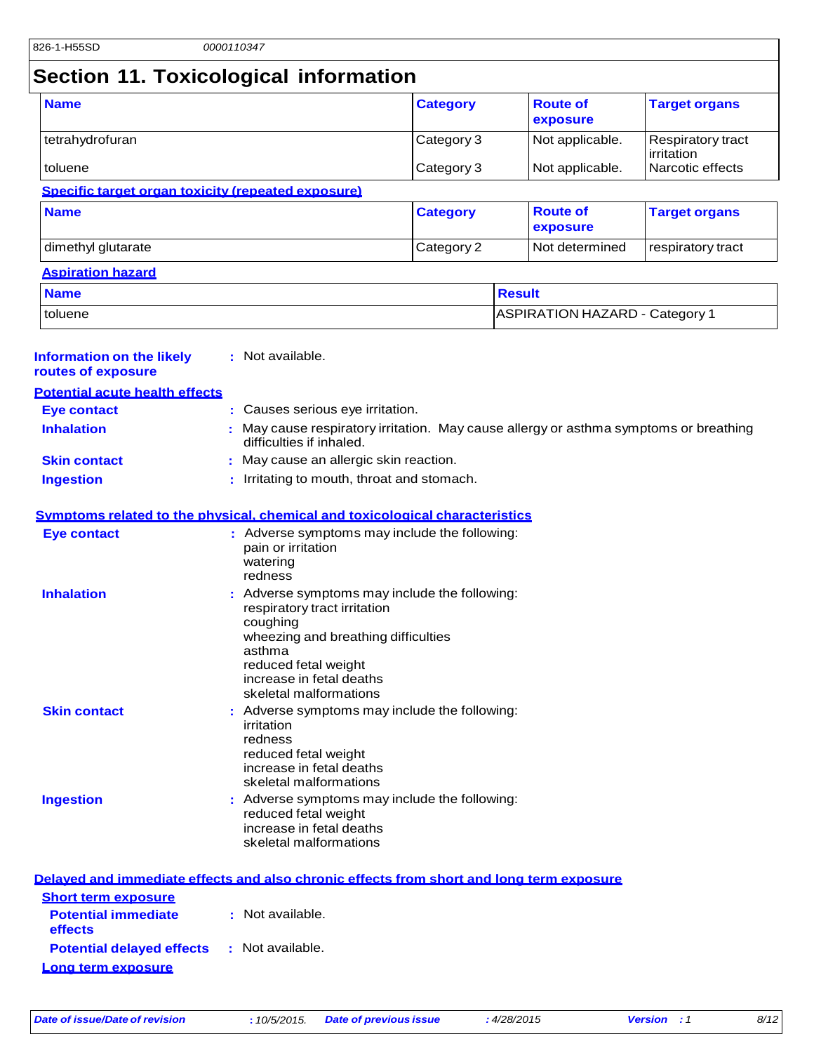## Section 11. Toxicological information

| Name | Category | Route of exposure | Target organs |
|---|---|---|---|
| tetrahydrofuran | Category 3 | Not applicable. | Respiratory tract irritation |
| toluene | Category 3 | Not applicable. | Narcotic effects |

**Specific target organ toxicity (repeated exposure)**

| Name | Category | Route of exposure | Target organs |
|---|---|---|---|
| dimethyl glutarate | Category 2 | Not determined | respiratory tract |

**Aspiration hazard**

| Name | Result |
|---|---|
| toluene | ASPIRATION HAZARD - Category 1 |

**Information on the likely routes of exposure** : Not available.

**Potential acute health effects**

**Eye contact** : Causes serious eye irritation.

**Inhalation** : May cause respiratory irritation. May cause allergy or asthma symptoms or breathing difficulties if inhaled.

**Skin contact** : May cause an allergic skin reaction.

**Ingestion** : Irritating to mouth, throat and stomach.

**Symptoms related to the physical, chemical and toxicological characteristics**

**Eye contact** : Adverse symptoms may include the following:
pain or irritation
watering
redness

**Inhalation** : Adverse symptoms may include the following:
respiratory tract irritation
coughing
wheezing and breathing difficulties
asthma
reduced fetal weight
increase in fetal deaths
skeletal malformations

**Skin contact** : Adverse symptoms may include the following:
irritation
redness
reduced fetal weight
increase in fetal deaths
skeletal malformations

**Ingestion** : Adverse symptoms may include the following:
reduced fetal weight
increase in fetal deaths
skeletal malformations

**Delayed and immediate effects and also chronic effects from short and long term exposure**

**Short term exposure**

**Potential immediate effects** : Not available.

**Potential delayed effects** : Not available.

**Long term exposure**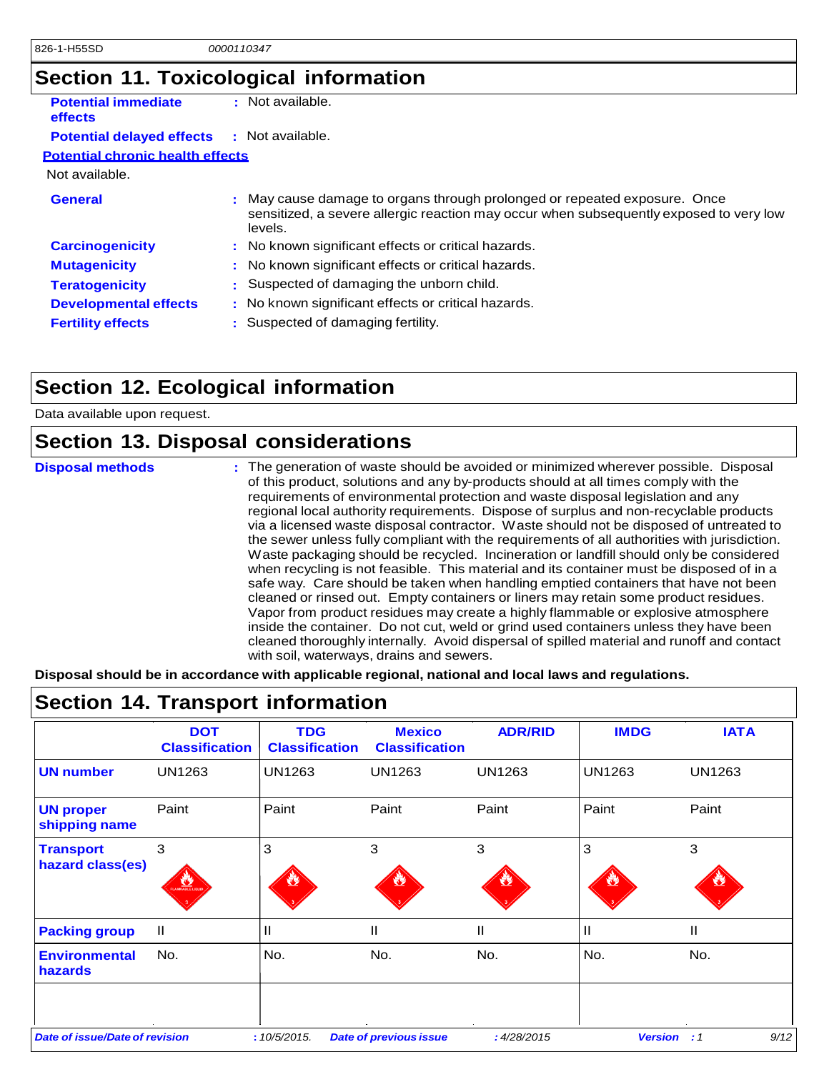## Section 11. Toxicological information

**Potential immediate effects** : Not available.

**Potential delayed effects** : Not available.

**Potential chronic health effects**

Not available.

**General** : May cause damage to organs through prolonged or repeated exposure. Once sensitized, a severe allergic reaction may occur when subsequently exposed to very low levels.

**Carcinogenicity** : No known significant effects or critical hazards.

**Mutagenicity** : No known significant effects or critical hazards.

**Teratogenicity** : Suspected of damaging the unborn child.

**Developmental effects** : No known significant effects or critical hazards.

**Fertility effects** : Suspected of damaging fertility.

## Section 12. Ecological information

Data available upon request.

## Section 13. Disposal considerations

**Disposal methods** : The generation of waste should be avoided or minimized wherever possible. Disposal of this product, solutions and any by-products should at all times comply with the requirements of environmental protection and waste disposal legislation and any regional local authority requirements. Dispose of surplus and non-recyclable products via a licensed waste disposal contractor. Waste should not be disposed of untreated to the sewer unless fully compliant with the requirements of all authorities with jurisdiction. Waste packaging should be recycled. Incineration or landfill should only be considered when recycling is not feasible. This material and its container must be disposed of in a safe way. Care should be taken when handling emptied containers that have not been cleaned or rinsed out. Empty containers or liners may retain some product residues. Vapor from product residues may create a highly flammable or explosive atmosphere inside the container. Do not cut, weld or grind used containers unless they have been cleaned thoroughly internally. Avoid dispersal of spilled material and runoff and contact with soil, waterways, drains and sewers.

**Disposal should be in accordance with applicable regional, national and local laws and regulations.**

## Section 14. Transport information

| | DOT Classification | TDG Classification | Mexico Classification | ADR/RID | IMDG | IATA |
|---|---|---|---|---|---|---|
| **UN number** | UN1263 | UN1263 | UN1263 | UN1263 | UN1263 | UN1263 |
| **UN proper shipping name** | Paint | Paint | Paint | Paint | Paint | Paint |
| **Transport hazard class(es)** | 3 | 3 | 3 | 3 | 3 | 3 |
| **Packing group** | II | II | II | II | II | II |
| **Environmental hazards** | No. | No. | No. | No. | No. | No. |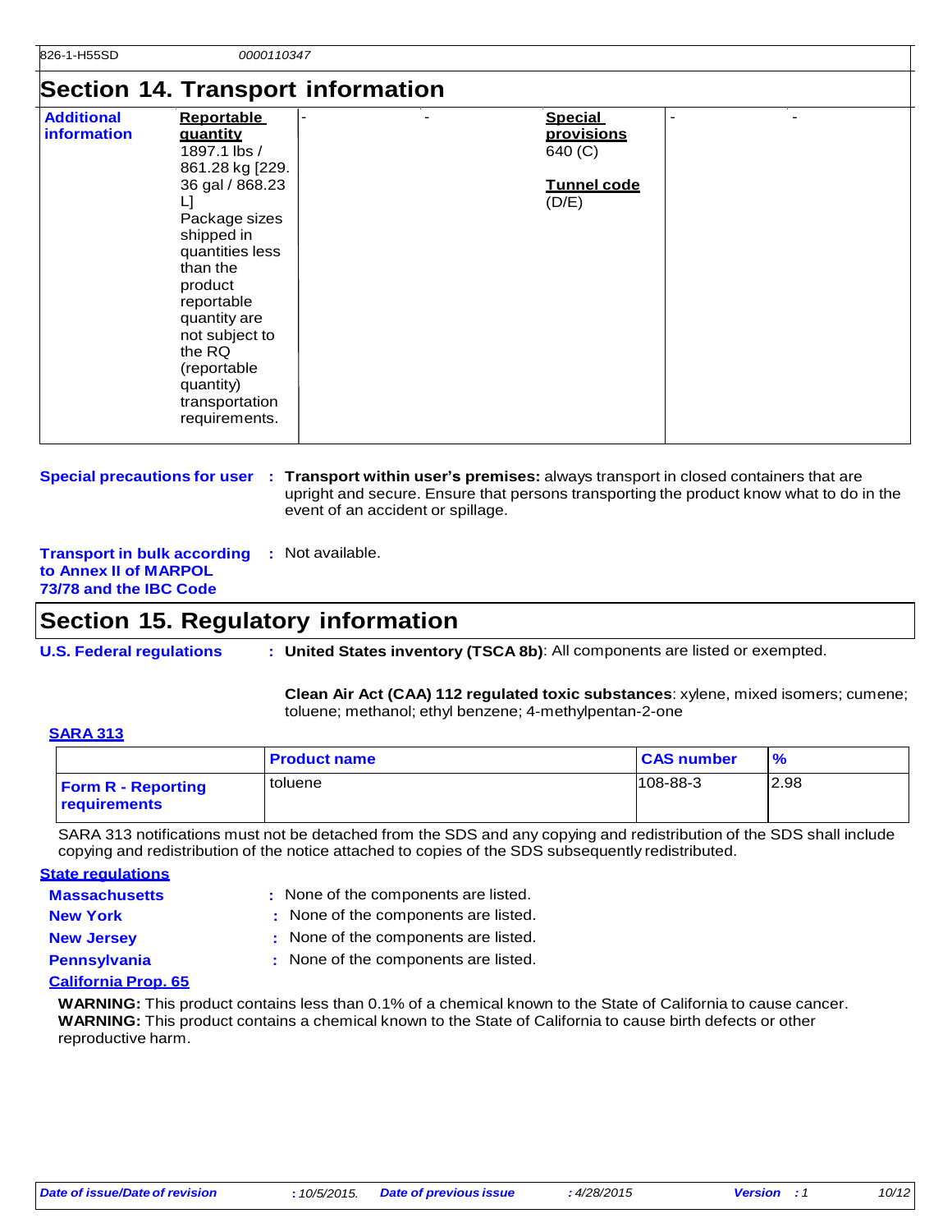## Section 14. Transport information

| Additional information | Reportable quantity<br>1897.1 lbs / 861.28 kg [229.36 gal / 868.23 L]<br>Package sizes shipped in quantities less than the product reportable quantity are not subject to the RQ (reportable quantity) transportation requirements. | - | - | Special provisions<br>640 (C)<br><br>Tunnel code<br>(D/E) | - | - |
|---|---|---|---|---|---|---|

**Special precautions for user** : **Transport within user's premises:** always transport in closed containers that are upright and secure. Ensure that persons transporting the product know what to do in the event of an accident or spillage.

**Transport in bulk according to Annex II of MARPOL 73/78 and the IBC Code** : Not available.

## Section 15. Regulatory information

**U.S. Federal regulations** : **United States inventory (TSCA 8b)**: All components are listed or exempted.

**Clean Air Act (CAA) 112 regulated toxic substances**: xylene, mixed isomers; cumene; toluene; methanol; ethyl benzene; 4-methylpentan-2-one

**SARA 313**

| | Product name | CAS number | % |
|---|---|---|---|
| Form R - Reporting requirements | toluene | 108-88-3 | 2.98 |

SARA 313 notifications must not be detached from the SDS and any copying and redistribution of the SDS shall include copying and redistribution of the notice attached to copies of the SDS subsequently redistributed.

**State regulations**

**Massachusetts** : None of the components are listed.

**New York** : None of the components are listed.

**New Jersey** : None of the components are listed.

**Pennsylvania** : None of the components are listed.

**California Prop. 65**

**WARNING:** This product contains less than 0.1% of a chemical known to the State of California to cause cancer.
**WARNING:** This product contains a chemical known to the State of California to cause birth defects or other reproductive harm.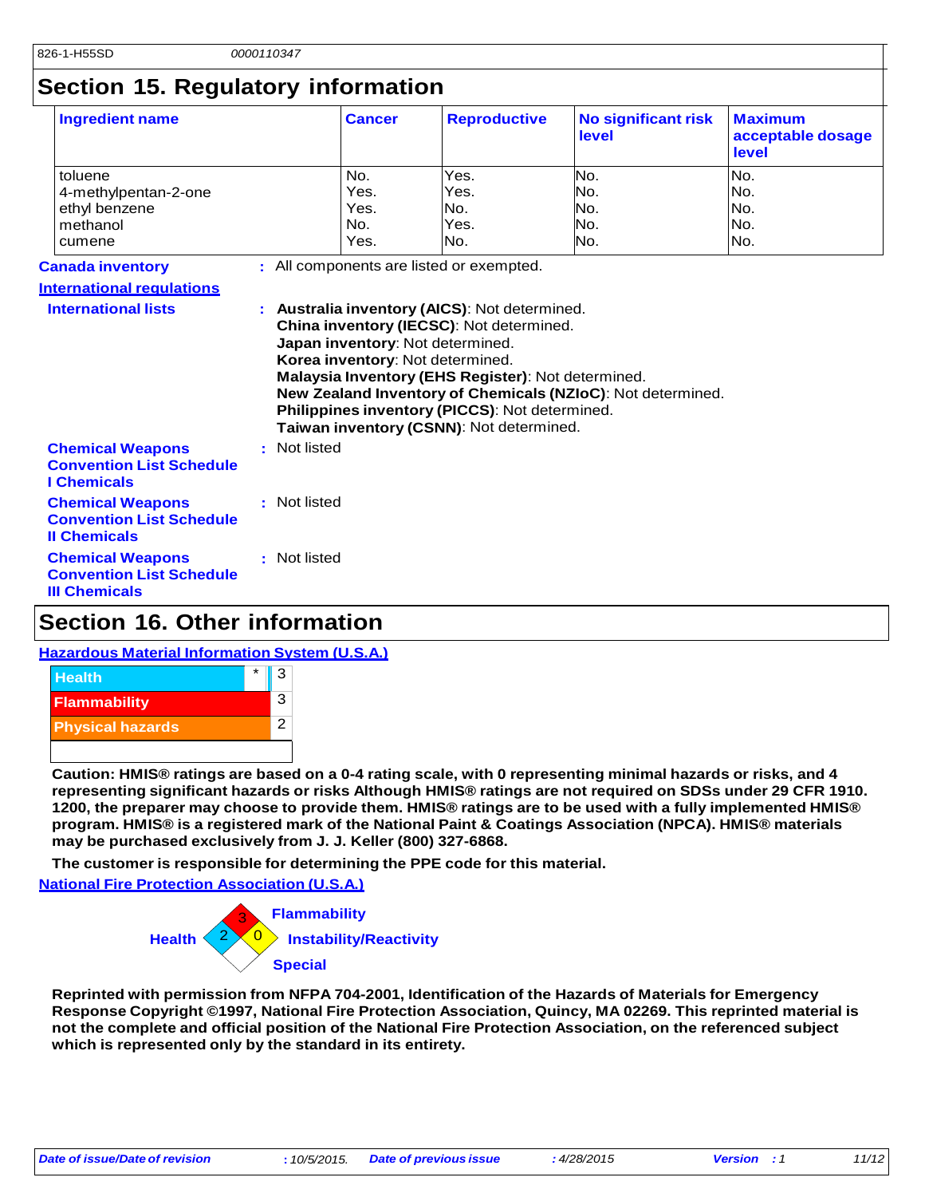# Section 15. Regulatory information

| Ingredient name | Cancer | Reproductive | No significant risk level | Maximum acceptable dosage level |
|---|---|---|---|---|
| toluene | No. | Yes. | No. | No. |
| 4-methylpentan-2-one | Yes. | Yes. | No. | No. |
| ethyl benzene | Yes. | No. | No. | No. |
| methanol | No. | Yes. | No. | No. |
| cumene | Yes. | No. | No. | No. |

**Canada inventory** : All components are listed or exempted.

**International regulations**

**International lists** :
**Australia inventory (AICS)**: Not determined.
**China inventory (IECSC)**: Not determined.
**Japan inventory**: Not determined.
**Korea inventory**: Not determined.
**Malaysia Inventory (EHS Register)**: Not determined.
**New Zealand Inventory of Chemicals (NZIoC)**: Not determined.
**Philippines inventory (PICCS)**: Not determined.
**Taiwan inventory (CSNN)**: Not determined.

**Chemical Weapons Convention List Schedule I Chemicals** : Not listed

**Chemical Weapons Convention List Schedule II Chemicals** : Not listed

**Chemical Weapons Convention List Schedule III Chemicals** : Not listed

# Section 16. Other information

**Hazardous Material Information System (U.S.A.)**

| | | |
|---|---|---|
| Health | * | 3 |
| Flammability | | 3 |
| Physical hazards | | 2 |

**Caution: HMIS® ratings are based on a 0-4 rating scale, with 0 representing minimal hazards or risks, and 4 representing significant hazards or risks Although HMIS® ratings are not required on SDSs under 29 CFR 1910. 1200, the preparer may choose to provide them. HMIS® ratings are to be used with a fully implemented HMIS® program. HMIS® is a registered mark of the National Paint & Coatings Association (NPCA). HMIS® materials may be purchased exclusively from J. J. Keller (800) 327-6868.**

**The customer is responsible for determining the PPE code for this material.**

**National Fire Protection Association (U.S.A.)**

Flammability: 3
Health: 2
Instability/Reactivity: 0
Special:

**Reprinted with permission from NFPA 704-2001, Identification of the Hazards of Materials for Emergency Response Copyright ©1997, National Fire Protection Association, Quincy, MA 02269. This reprinted material is not the complete and official position of the National Fire Protection Association, on the referenced subject which is represented only by the standard in its entirety.**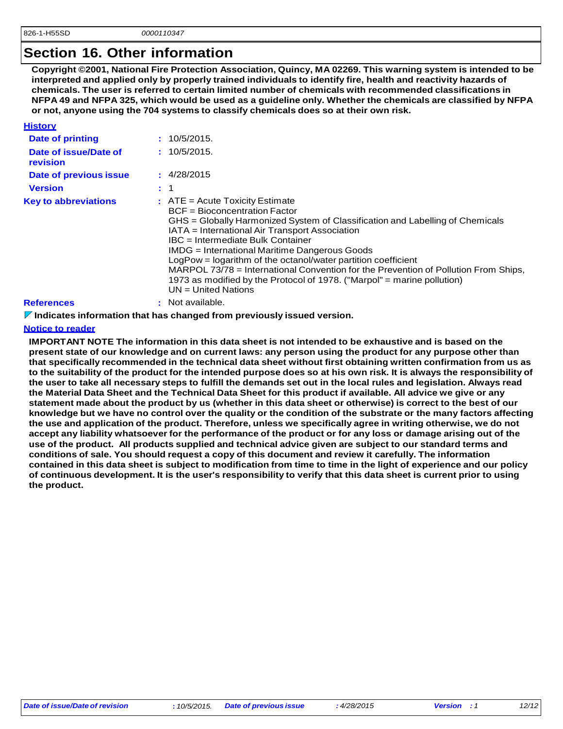## Section 16. Other information

**Copyright ©2001, National Fire Protection Association, Quincy, MA 02269. This warning system is intended to be interpreted and applied only by properly trained individuals to identify fire, health and reactivity hazards of chemicals. The user is referred to certain limited number of chemicals with recommended classifications in NFPA 49 and NFPA 325, which would be used as a guideline only. Whether the chemicals are classified by NFPA or not, anyone using the 704 systems to classify chemicals does so at their own risk.**

### History

**Date of printing** : 10/5/2015.

**Date of issue/Date of revision** : 10/5/2015.

**Date of previous issue** : 4/28/2015

**Version** : 1

**Key to abbreviations** :
ATE = Acute Toxicity Estimate
BCF = Bioconcentration Factor
GHS = Globally Harmonized System of Classification and Labelling of Chemicals
IATA = International Air Transport Association
IBC = Intermediate Bulk Container
IMDG = International Maritime Dangerous Goods
LogPow = logarithm of the octanol/water partition coefficient
MARPOL 73/78 = International Convention for the Prevention of Pollution From Ships, 1973 as modified by the Protocol of 1978. ("Marpol" = marine pollution)
UN = United Nations

**References** : Not available.

**Indicates information that has changed from previously issued version.**

### Notice to reader

**IMPORTANT NOTE The information in this data sheet is not intended to be exhaustive and is based on the present state of our knowledge and on current laws: any person using the product for any purpose other than that specifically recommended in the technical data sheet without first obtaining written confirmation from us as to the suitability of the product for the intended purpose does so at his own risk. It is always the responsibility of the user to take all necessary steps to fulfill the demands set out in the local rules and legislation. Always read the Material Data Sheet and the Technical Data Sheet for this product if available. All advice we give or any statement made about the product by us (whether in this data sheet or otherwise) is correct to the best of our knowledge but we have no control over the quality or the condition of the substrate or the many factors affecting the use and application of the product. Therefore, unless we specifically agree in writing otherwise, we do not accept any liability whatsoever for the performance of the product or for any loss or damage arising out of the use of the product. All products supplied and technical advice given are subject to our standard terms and conditions of sale. You should request a copy of this document and review it carefully. The information contained in this data sheet is subject to modification from time to time in the light of experience and our policy of continuous development. It is the user's responsibility to verify that this data sheet is current prior to using the product.**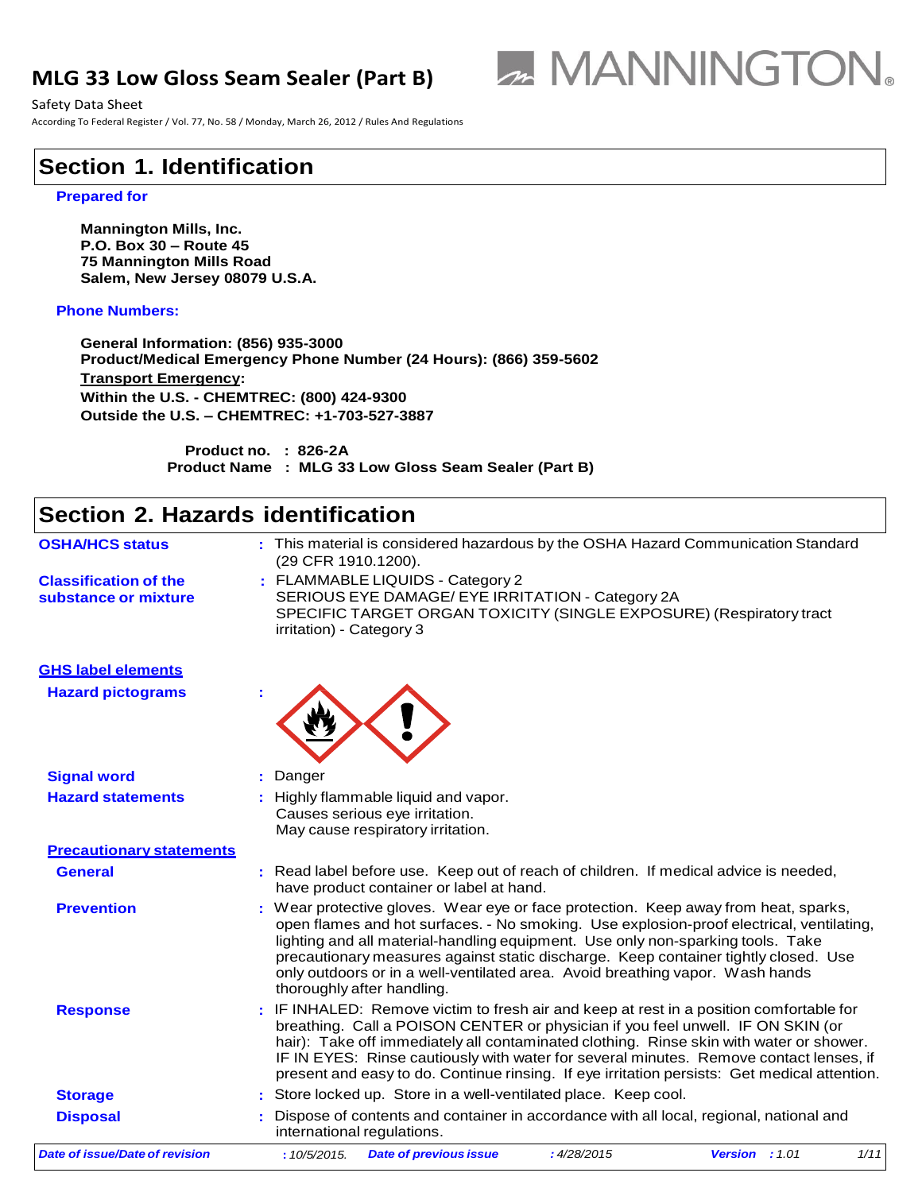# MLG 33 Low Gloss Seam Sealer (Part B)

Safety Data Sheet

According To Federal Register / Vol. 77, No. 58 / Monday, March 26, 2012 / Rules And Regulations

## Section 1. Identification

**Prepared for**

**Mannington Mills, Inc.**
**P.O. Box 30 – Route 45**
**75 Mannington Mills Road**
**Salem, New Jersey 08079 U.S.A.**

**Phone Numbers:**

**General Information: (856) 935-3000**
**Product/Medical Emergency Phone Number (24 Hours): (866) 359-5602**
**Transport Emergency:**
**Within the U.S. - CHEMTREC: (800) 424-9300**
**Outside the U.S. – CHEMTREC: +1-703-527-3887**

**Product no. : 826-2A**
**Product Name : MLG 33 Low Gloss Seam Sealer (Part B)**

## Section 2. Hazards identification

| | |
|---|---|
| **OSHA/HCS status** | This material is considered hazardous by the OSHA Hazard Communication Standard (29 CFR 1910.1200). |
| **Classification of the substance or mixture** | FLAMMABLE LIQUIDS - Category 2<br>SERIOUS EYE DAMAGE/ EYE IRRITATION - Category 2A<br>SPECIFIC TARGET ORGAN TOXICITY (SINGLE EXPOSURE) (Respiratory tract irritation) - Category 3 |

**GHS label elements**

| | |
|---|---|
| **Hazard pictograms** | |
| **Signal word** | Danger |
| **Hazard statements** | Highly flammable liquid and vapor.<br>Causes serious eye irritation.<br>May cause respiratory irritation. |

**Precautionary statements**

| | |
|---|---|
| **General** | Read label before use. Keep out of reach of children. If medical advice is needed, have product container or label at hand. |
| **Prevention** | Wear protective gloves. Wear eye or face protection. Keep away from heat, sparks, open flames and hot surfaces. - No smoking. Use explosion-proof electrical, ventilating, lighting and all material-handling equipment. Use only non-sparking tools. Take precautionary measures against static discharge. Keep container tightly closed. Use only outdoors or in a well-ventilated area. Avoid breathing vapor. Wash hands thoroughly after handling. |
| **Response** | IF INHALED: Remove victim to fresh air and keep at rest in a position comfortable for breathing. Call a POISON CENTER or physician if you feel unwell. IF ON SKIN (or hair): Take off immediately all contaminated clothing. Rinse skin with water or shower. IF IN EYES: Rinse cautiously with water for several minutes. Remove contact lenses, if present and easy to do. Continue rinsing. If eye irritation persists: Get medical attention. |
| **Storage** | Store locked up. Store in a well-ventilated place. Keep cool. |
| **Disposal** | Dispose of contents and container in accordance with all local, regional, national and international regulations. |

*Date of issue/Date of revision* : 10/5/2015. *Date of previous issue* : 4/28/2015 *Version* : 1.01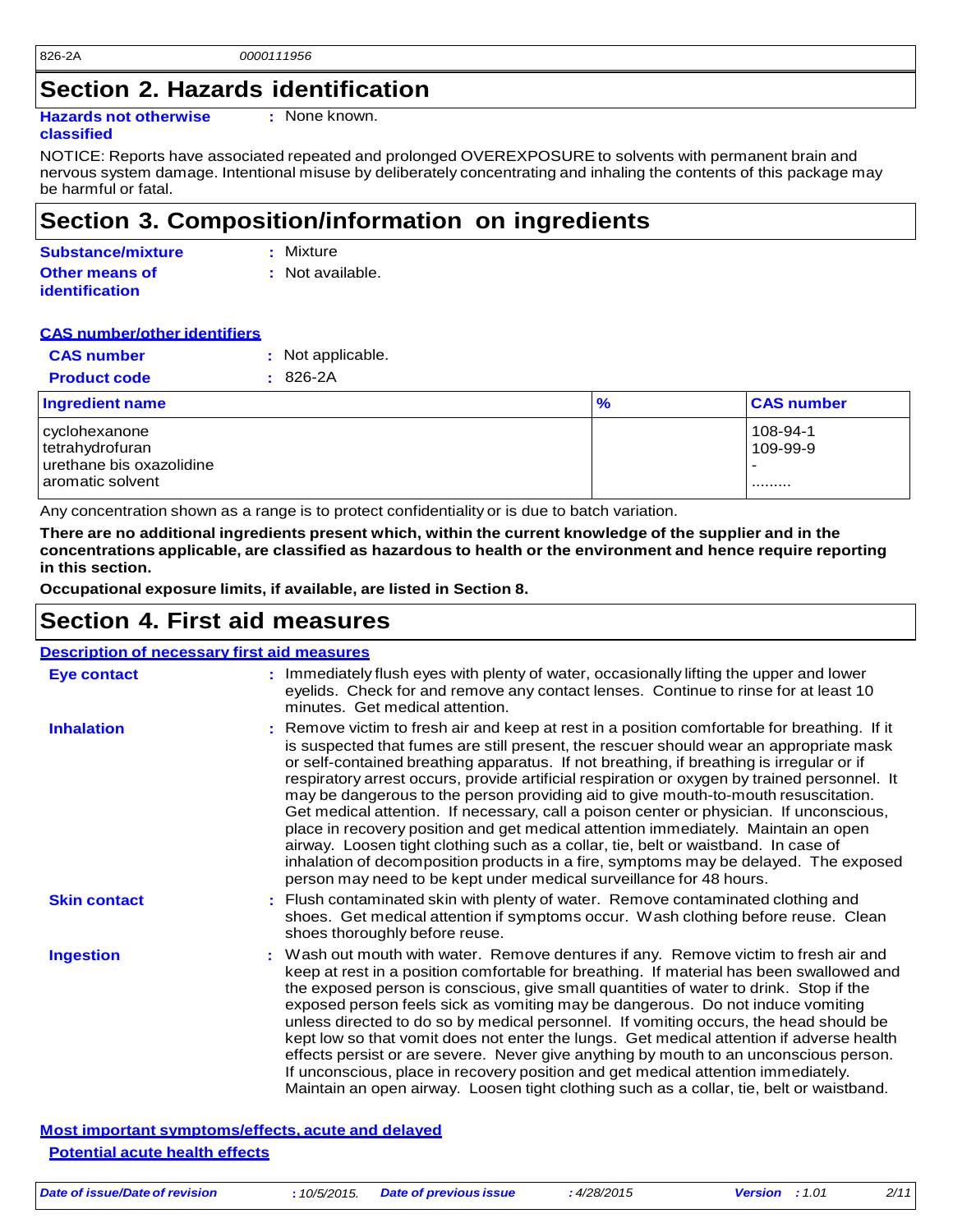## Section 2. Hazards identification

**Hazards not otherwise classified** : None known.

NOTICE: Reports have associated repeated and prolonged OVEREXPOSURE to solvents with permanent brain and nervous system damage. Intentional misuse by deliberately concentrating and inhaling the contents of this package may be harmful or fatal.

## Section 3. Composition/information on ingredients

**Substance/mixture** : Mixture

**Other means of identification** : Not available.

**CAS number/other identifiers**

**CAS number** : Not applicable.

**Product code** : 826-2A

| Ingredient name | % | CAS number |
|---|---|---|
| cyclohexanone | | 108-94-1 |
| tetrahydrofuran | | 109-99-9 |
| urethane bis oxazolidine | | - |
| aromatic solvent | | ......... |

Any concentration shown as a range is to protect confidentiality or is due to batch variation.

**There are no additional ingredients present which, within the current knowledge of the supplier and in the concentrations applicable, are classified as hazardous to health or the environment and hence require reporting in this section.**

**Occupational exposure limits, if available, are listed in Section 8.**

## Section 4. First aid measures

**Description of necessary first aid measures**

**Eye contact** : Immediately flush eyes with plenty of water, occasionally lifting the upper and lower eyelids. Check for and remove any contact lenses. Continue to rinse for at least 10 minutes. Get medical attention.

**Inhalation** : Remove victim to fresh air and keep at rest in a position comfortable for breathing. If it is suspected that fumes are still present, the rescuer should wear an appropriate mask or self-contained breathing apparatus. If not breathing, if breathing is irregular or if respiratory arrest occurs, provide artificial respiration or oxygen by trained personnel. It may be dangerous to the person providing aid to give mouth-to-mouth resuscitation. Get medical attention. If necessary, call a poison center or physician. If unconscious, place in recovery position and get medical attention immediately. Maintain an open airway. Loosen tight clothing such as a collar, tie, belt or waistband. In case of inhalation of decomposition products in a fire, symptoms may be delayed. The exposed person may need to be kept under medical surveillance for 48 hours.

**Skin contact** : Flush contaminated skin with plenty of water. Remove contaminated clothing and shoes. Get medical attention if symptoms occur. Wash clothing before reuse. Clean shoes thoroughly before reuse.

**Ingestion** : Wash out mouth with water. Remove dentures if any. Remove victim to fresh air and keep at rest in a position comfortable for breathing. If material has been swallowed and the exposed person is conscious, give small quantities of water to drink. Stop if the exposed person feels sick as vomiting may be dangerous. Do not induce vomiting unless directed to do so by medical personnel. If vomiting occurs, the head should be kept low so that vomit does not enter the lungs. Get medical attention if adverse health effects persist or are severe. Never give anything by mouth to an unconscious person. If unconscious, place in recovery position and get medical attention immediately. Maintain an open airway. Loosen tight clothing such as a collar, tie, belt or waistband.

**Most important symptoms/effects, acute and delayed**

**Potential acute health effects**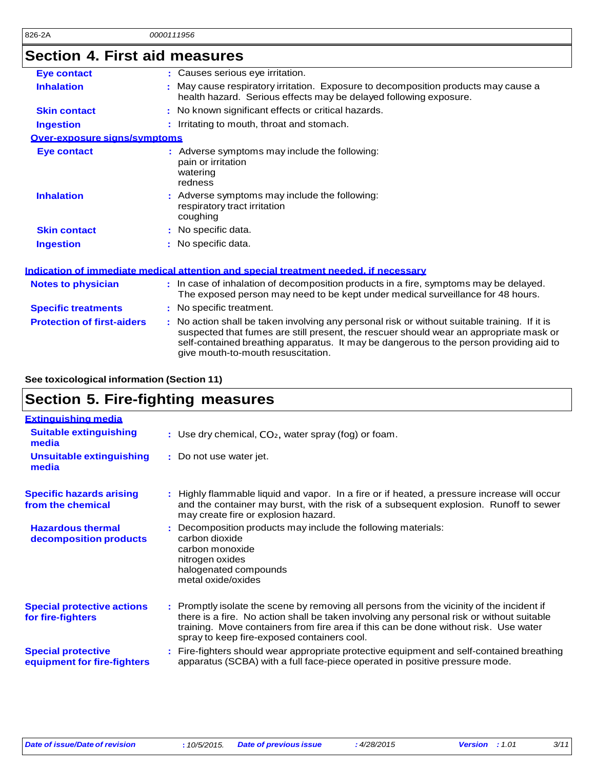## Section 4. First aid measures

**Eye contact** : Causes serious eye irritation.

**Inhalation** : May cause respiratory irritation. Exposure to decomposition products may cause a health hazard. Serious effects may be delayed following exposure.

**Skin contact** : No known significant effects or critical hazards.

**Ingestion** : Irritating to mouth, throat and stomach.

**Over-exposure signs/symptoms**

**Eye contact** : Adverse symptoms may include the following:
pain or irritation
watering
redness

**Inhalation** : Adverse symptoms may include the following:
respiratory tract irritation
coughing

**Skin contact** : No specific data.

**Ingestion** : No specific data.

**Indication of immediate medical attention and special treatment needed, if necessary**

**Notes to physician** : In case of inhalation of decomposition products in a fire, symptoms may be delayed. The exposed person may need to be kept under medical surveillance for 48 hours.

**Specific treatments** : No specific treatment.

**Protection of first-aiders** : No action shall be taken involving any personal risk or without suitable training. If it is suspected that fumes are still present, the rescuer should wear an appropriate mask or self-contained breathing apparatus. It may be dangerous to the person providing aid to give mouth-to-mouth resuscitation.

**See toxicological information (Section 11)**

## Section 5. Fire-fighting measures

**Extinguishing media**

**Suitable extinguishing media** : Use dry chemical, $CO_2$, water spray (fog) or foam.

**Unsuitable extinguishing media** : Do not use water jet.

**Specific hazards arising from the chemical** : Highly flammable liquid and vapor. In a fire or if heated, a pressure increase will occur and the container may burst, with the risk of a subsequent explosion. Runoff to sewer may create fire or explosion hazard.

**Hazardous thermal decomposition products** : Decomposition products may include the following materials:
carbon dioxide
carbon monoxide
nitrogen oxides
halogenated compounds
metal oxide/oxides

**Special protective actions for fire-fighters** : Promptly isolate the scene by removing all persons from the vicinity of the incident if there is a fire. No action shall be taken involving any personal risk or without suitable training. Move containers from fire area if this can be done without risk. Use water spray to keep fire-exposed containers cool.

**Special protective equipment for fire-fighters** : Fire-fighters should wear appropriate protective equipment and self-contained breathing apparatus (SCBA) with a full face-piece operated in positive pressure mode.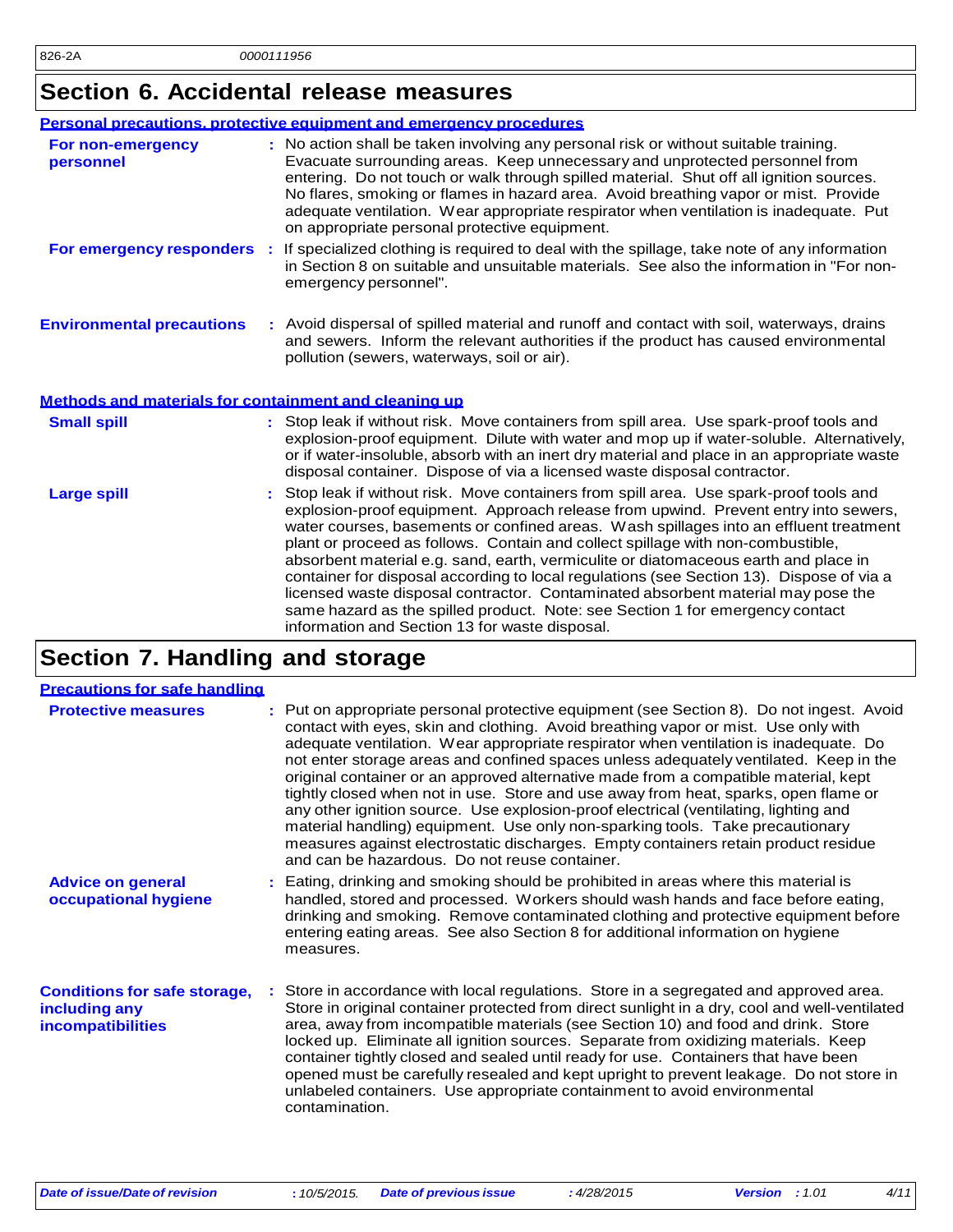## Section 6. Accidental release measures

### Personal precautions, protective equipment and emergency procedures

**For non-emergency personnel** : No action shall be taken involving any personal risk or without suitable training. Evacuate surrounding areas. Keep unnecessary and unprotected personnel from entering. Do not touch or walk through spilled material. Shut off all ignition sources. No flares, smoking or flames in hazard area. Avoid breathing vapor or mist. Provide adequate ventilation. Wear appropriate respirator when ventilation is inadequate. Put on appropriate personal protective equipment.

**For emergency responders** : If specialized clothing is required to deal with the spillage, take note of any information in Section 8 on suitable and unsuitable materials. See also the information in "For non-emergency personnel".

**Environmental precautions** : Avoid dispersal of spilled material and runoff and contact with soil, waterways, drains and sewers. Inform the relevant authorities if the product has caused environmental pollution (sewers, waterways, soil or air).

### Methods and materials for containment and cleaning up

**Small spill** : Stop leak if without risk. Move containers from spill area. Use spark-proof tools and explosion-proof equipment. Dilute with water and mop up if water-soluble. Alternatively, or if water-insoluble, absorb with an inert dry material and place in an appropriate waste disposal container. Dispose of via a licensed waste disposal contractor.

**Large spill** : Stop leak if without risk. Move containers from spill area. Use spark-proof tools and explosion-proof equipment. Approach release from upwind. Prevent entry into sewers, water courses, basements or confined areas. Wash spillages into an effluent treatment plant or proceed as follows. Contain and collect spillage with non-combustible, absorbent material e.g. sand, earth, vermiculite or diatomaceous earth and place in container for disposal according to local regulations (see Section 13). Dispose of via a licensed waste disposal contractor. Contaminated absorbent material may pose the same hazard as the spilled product. Note: see Section 1 for emergency contact information and Section 13 for waste disposal.

## Section 7. Handling and storage

### Precautions for safe handling

**Protective measures** : Put on appropriate personal protective equipment (see Section 8). Do not ingest. Avoid contact with eyes, skin and clothing. Avoid breathing vapor or mist. Use only with adequate ventilation. Wear appropriate respirator when ventilation is inadequate. Do not enter storage areas and confined spaces unless adequately ventilated. Keep in the original container or an approved alternative made from a compatible material, kept tightly closed when not in use. Store and use away from heat, sparks, open flame or any other ignition source. Use explosion-proof electrical (ventilating, lighting and material handling) equipment. Use only non-sparking tools. Take precautionary measures against electrostatic discharges. Empty containers retain product residue and can be hazardous. Do not reuse container.

**Advice on general occupational hygiene** : Eating, drinking and smoking should be prohibited in areas where this material is handled, stored and processed. Workers should wash hands and face before eating, drinking and smoking. Remove contaminated clothing and protective equipment before entering eating areas. See also Section 8 for additional information on hygiene measures.

**Conditions for safe storage, including any incompatibilities** : Store in accordance with local regulations. Store in a segregated and approved area. Store in original container protected from direct sunlight in a dry, cool and well-ventilated area, away from incompatible materials (see Section 10) and food and drink. Store locked up. Eliminate all ignition sources. Separate from oxidizing materials. Keep container tightly closed and sealed until ready for use. Containers that have been opened must be carefully resealed and kept upright to prevent leakage. Do not store in unlabeled containers. Use appropriate containment to avoid environmental contamination.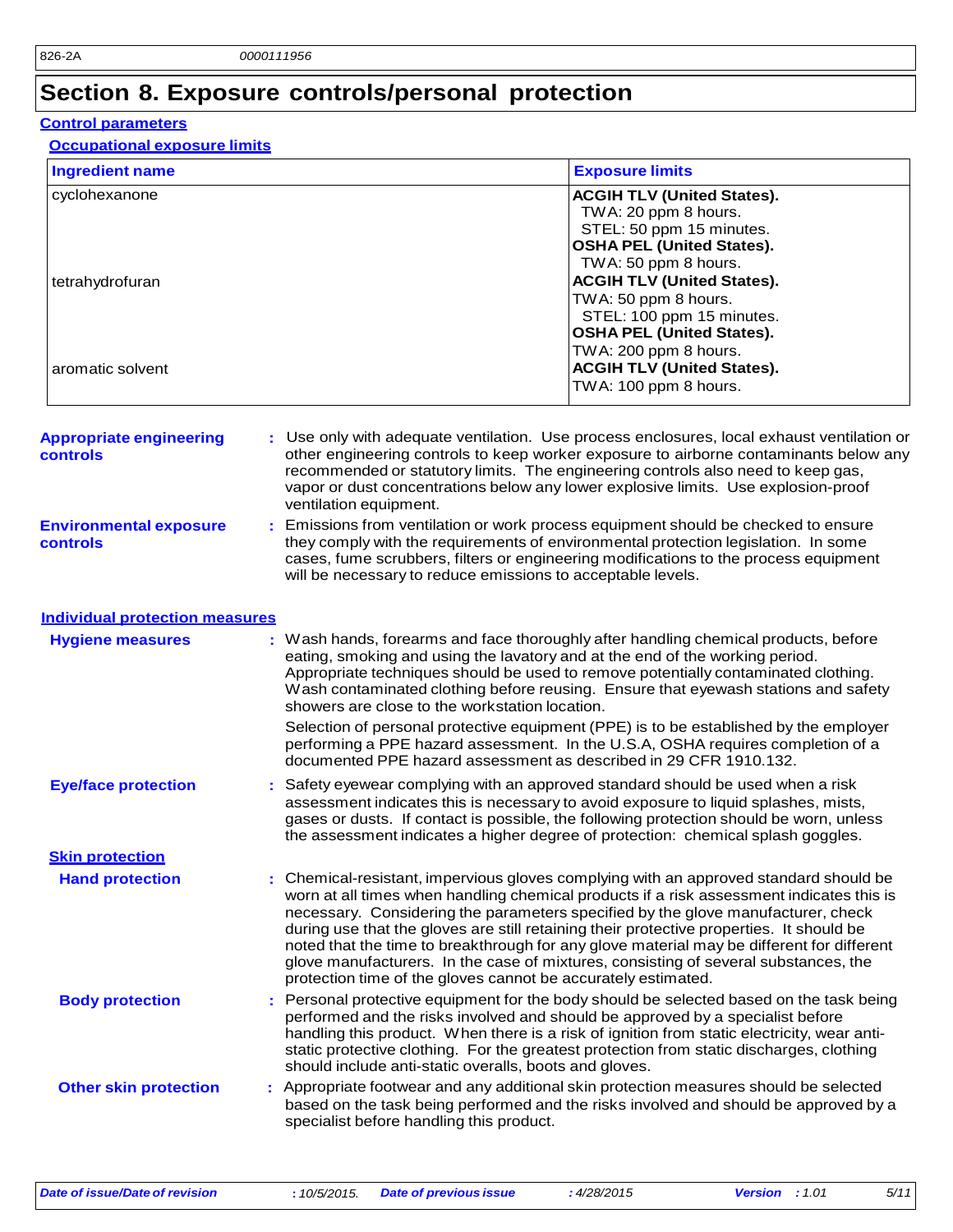# Section 8. Exposure controls/personal protection

## Control parameters

### Occupational exposure limits

| Ingredient name | Exposure limits |
|---|---|
| cyclohexanone | **ACGIH TLV (United States).**<br>TWA: 20 ppm 8 hours.<br>STEL: 50 ppm 15 minutes.<br>**OSHA PEL (United States).**<br>TWA: 50 ppm 8 hours. |
| tetrahydrofuran | **ACGIH TLV (United States).**<br>TWA: 50 ppm 8 hours.<br>STEL: 100 ppm 15 minutes.<br>**OSHA PEL (United States).**<br>TWA: 200 ppm 8 hours. |
| aromatic solvent | **ACGIH TLV (United States).**<br>TWA: 100 ppm 8 hours. |

**Appropriate engineering controls** : Use only with adequate ventilation. Use process enclosures, local exhaust ventilation or other engineering controls to keep worker exposure to airborne contaminants below any recommended or statutory limits. The engineering controls also need to keep gas, vapor or dust concentrations below any lower explosive limits. Use explosion-proof ventilation equipment.

**Environmental exposure controls** : Emissions from ventilation or work process equipment should be checked to ensure they comply with the requirements of environmental protection legislation. In some cases, fume scrubbers, filters or engineering modifications to the process equipment will be necessary to reduce emissions to acceptable levels.

## Individual protection measures

**Hygiene measures** : Wash hands, forearms and face thoroughly after handling chemical products, before eating, smoking and using the lavatory and at the end of the working period. Appropriate techniques should be used to remove potentially contaminated clothing. Wash contaminated clothing before reusing. Ensure that eyewash stations and safety showers are close to the workstation location.

Selection of personal protective equipment (PPE) is to be established by the employer performing a PPE hazard assessment. In the U.S.A, OSHA requires completion of a documented PPE hazard assessment as described in 29 CFR 1910.132.

**Eye/face protection** : Safety eyewear complying with an approved standard should be used when a risk assessment indicates this is necessary to avoid exposure to liquid splashes, mists, gases or dusts. If contact is possible, the following protection should be worn, unless the assessment indicates a higher degree of protection: chemical splash goggles.

### Skin protection

**Hand protection** : Chemical-resistant, impervious gloves complying with an approved standard should be worn at all times when handling chemical products if a risk assessment indicates this is necessary. Considering the parameters specified by the glove manufacturer, check during use that the gloves are still retaining their protective properties. It should be noted that the time to breakthrough for any glove material may be different for different glove manufacturers. In the case of mixtures, consisting of several substances, the protection time of the gloves cannot be accurately estimated.

**Body protection** : Personal protective equipment for the body should be selected based on the task being performed and the risks involved and should be approved by a specialist before handling this product. When there is a risk of ignition from static electricity, wear anti-static protective clothing. For the greatest protection from static discharges, clothing should include anti-static overalls, boots and gloves.

**Other skin protection** : Appropriate footwear and any additional skin protection measures should be selected based on the task being performed and the risks involved and should be approved by a specialist before handling this product.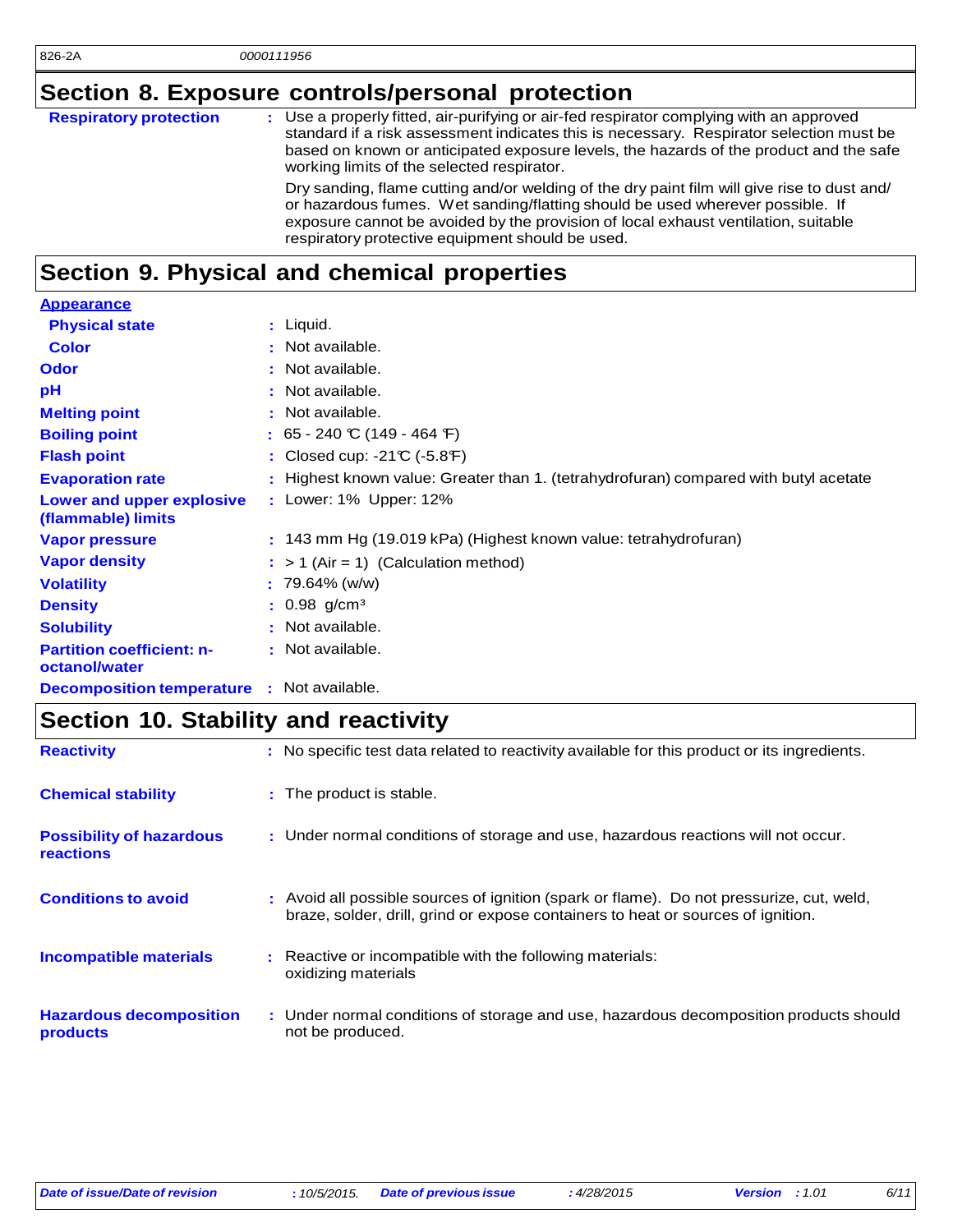## Section 8. Exposure controls/personal protection

| | |
|---|---|
| **Respiratory protection** | : Use a properly fitted, air-purifying or air-fed respirator complying with an approved standard if a risk assessment indicates this is necessary. Respirator selection must be based on known or anticipated exposure levels, the hazards of the product and the safe working limits of the selected respirator.<br>Dry sanding, flame cutting and/or welding of the dry paint film will give rise to dust and/or hazardous fumes. Wet sanding/flatting should be used wherever possible. If exposure cannot be avoided by the provision of local exhaust ventilation, suitable respiratory protective equipment should be used. |

## Section 9. Physical and chemical properties

**Appearance**

| | |
|---|---|
| **Physical state** | : Liquid. |
| **Color** | : Not available. |
| **Odor** | : Not available. |
| **pH** | : Not available. |
| **Melting point** | : Not available. |
| **Boiling point** | : 65 - 240 °C (149 - 464 °F) |
| **Flash point** | : Closed cup: -21°C (-5.8°F) |
| **Evaporation rate** | : Highest known value: Greater than 1. (tetrahydrofuran) compared with butyl acetate |
| **Lower and upper explosive (flammable) limits** | : Lower: 1% Upper: 12% |
| **Vapor pressure** | : 143 mm Hg (19.019 kPa) (Highest known value: tetrahydrofuran) |
| **Vapor density** | : > 1 (Air = 1) (Calculation method) |
| **Volatility** | : 79.64% (w/w) |
| **Density** | : 0.98 g/cm³ |
| **Solubility** | : Not available. |
| **Partition coefficient: n-octanol/water** | : Not available. |
| **Decomposition temperature** | : Not available. |

## Section 10. Stability and reactivity

| | |
|---|---|
| **Reactivity** | : No specific test data related to reactivity available for this product or its ingredients. |
| **Chemical stability** | : The product is stable. |
| **Possibility of hazardous reactions** | : Under normal conditions of storage and use, hazardous reactions will not occur. |
| **Conditions to avoid** | : Avoid all possible sources of ignition (spark or flame). Do not pressurize, cut, weld, braze, solder, drill, grind or expose containers to heat or sources of ignition. |
| **Incompatible materials** | : Reactive or incompatible with the following materials: oxidizing materials |
| **Hazardous decomposition products** | : Under normal conditions of storage and use, hazardous decomposition products should not be produced. |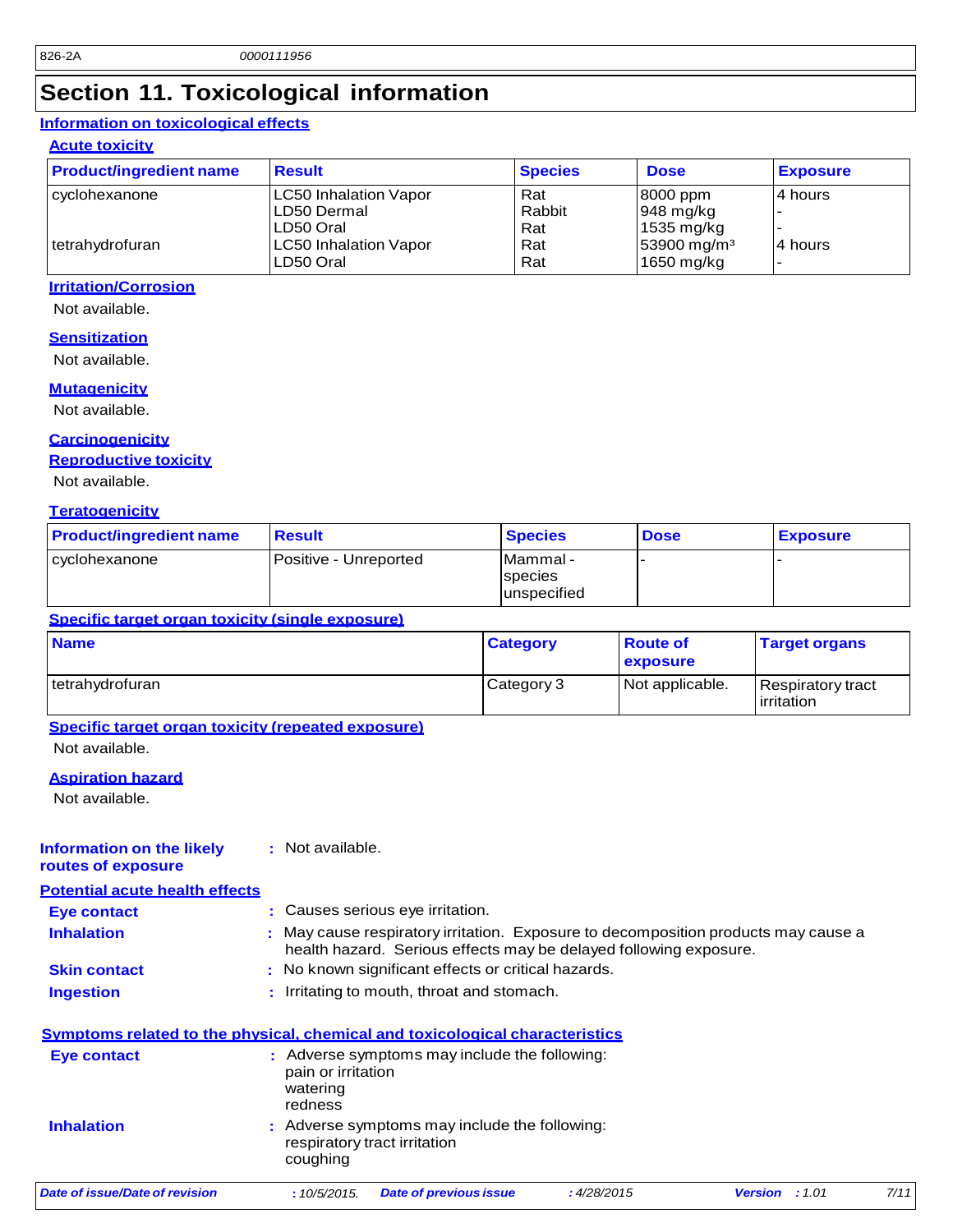## Section 11. Toxicological information

### Information on toxicological effects

#### Acute toxicity

| Product/ingredient name | Result | Species | Dose | Exposure |
|---|---|---|---|---|
| cyclohexanone | LC50 Inhalation Vapor | Rat | 8000 ppm | 4 hours |
| | LD50 Dermal | Rabbit | 948 mg/kg | - |
| | LD50 Oral | Rat | 1535 mg/kg | - |
| tetrahydrofuran | LC50 Inhalation Vapor | Rat | 53900 mg/m³ | 4 hours |
| | LD50 Oral | Rat | 1650 mg/kg | - |

#### Irritation/Corrosion

Not available.

#### Sensitization

Not available.

#### Mutagenicity

Not available.

#### Carcinogenicity

#### Reproductive toxicity

Not available.

#### Teratogenicity

| Product/ingredient name | Result | Species | Dose | Exposure |
|---|---|---|---|---|
| cyclohexanone | Positive - Unreported | Mammal - species unspecified | - | - |

#### Specific target organ toxicity (single exposure)

| Name | Category | Route of exposure | Target organs |
|---|---|---|---|
| tetrahydrofuran | Category 3 | Not applicable. | Respiratory tract irritation |

#### Specific target organ toxicity (repeated exposure)

Not available.

#### Aspiration hazard

Not available.

**Information on the likely routes of exposure** : Not available.

### Potential acute health effects

**Eye contact** : Causes serious eye irritation.

**Inhalation** : May cause respiratory irritation. Exposure to decomposition products may cause a health hazard. Serious effects may be delayed following exposure.

**Skin contact** : No known significant effects or critical hazards.

**Ingestion** : Irritating to mouth, throat and stomach.

### Symptoms related to the physical, chemical and toxicological characteristics

**Eye contact** : Adverse symptoms may include the following:
pain or irritation
watering
redness

**Inhalation** : Adverse symptoms may include the following:
respiratory tract irritation
coughing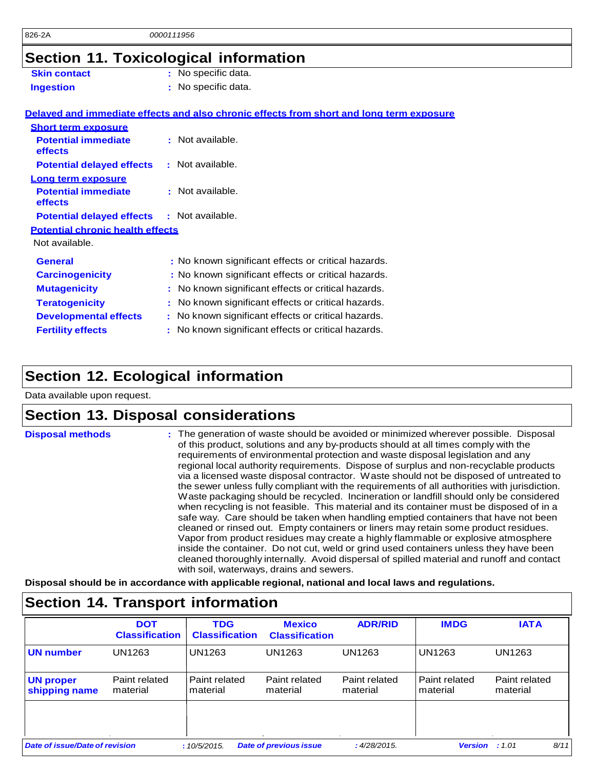## Section 11. Toxicological information

**Skin contact** : No specific data.

**Ingestion** : No specific data.

**Delayed and immediate effects and also chronic effects from short and long term exposure**

**Short term exposure**

**Potential immediate effects** : Not available.

**Potential delayed effects** : Not available.

**Long term exposure**

**Potential immediate effects** : Not available.

**Potential delayed effects** : Not available.

**Potential chronic health effects**

Not available.

**General** : No known significant effects or critical hazards.

**Carcinogenicity** : No known significant effects or critical hazards.

**Mutagenicity** : No known significant effects or critical hazards.

**Teratogenicity** : No known significant effects or critical hazards.

**Developmental effects** : No known significant effects or critical hazards.

**Fertility effects** : No known significant effects or critical hazards.

## Section 12. Ecological information

Data available upon request.

## Section 13. Disposal considerations

**Disposal methods** : The generation of waste should be avoided or minimized wherever possible. Disposal of this product, solutions and any by-products should at all times comply with the requirements of environmental protection and waste disposal legislation and any regional local authority requirements. Dispose of surplus and non-recyclable products via a licensed waste disposal contractor. Waste should not be disposed of untreated to the sewer unless fully compliant with the requirements of all authorities with jurisdiction. Waste packaging should be recycled. Incineration or landfill should only be considered when recycling is not feasible. This material and its container must be disposed of in a safe way. Care should be taken when handling emptied containers that have not been cleaned or rinsed out. Empty containers or liners may retain some product residues. Vapor from product residues may create a highly flammable or explosive atmosphere inside the container. Do not cut, weld or grind used containers unless they have been cleaned thoroughly internally. Avoid dispersal of spilled material and runoff and contact with soil, waterways, drains and sewers.

**Disposal should be in accordance with applicable regional, national and local laws and regulations.**

## Section 14. Transport information

| | DOT Classification | TDG Classification | Mexico Classification | ADR/RID | IMDG | IATA |
|---|---|---|---|---|---|---|
| **UN number** | UN1263 | UN1263 | UN1263 | UN1263 | UN1263 | UN1263 |
| **UN proper shipping name** | Paint related material | Paint related material | Paint related material | Paint related material | Paint related material | Paint related material |
| | | | | | | |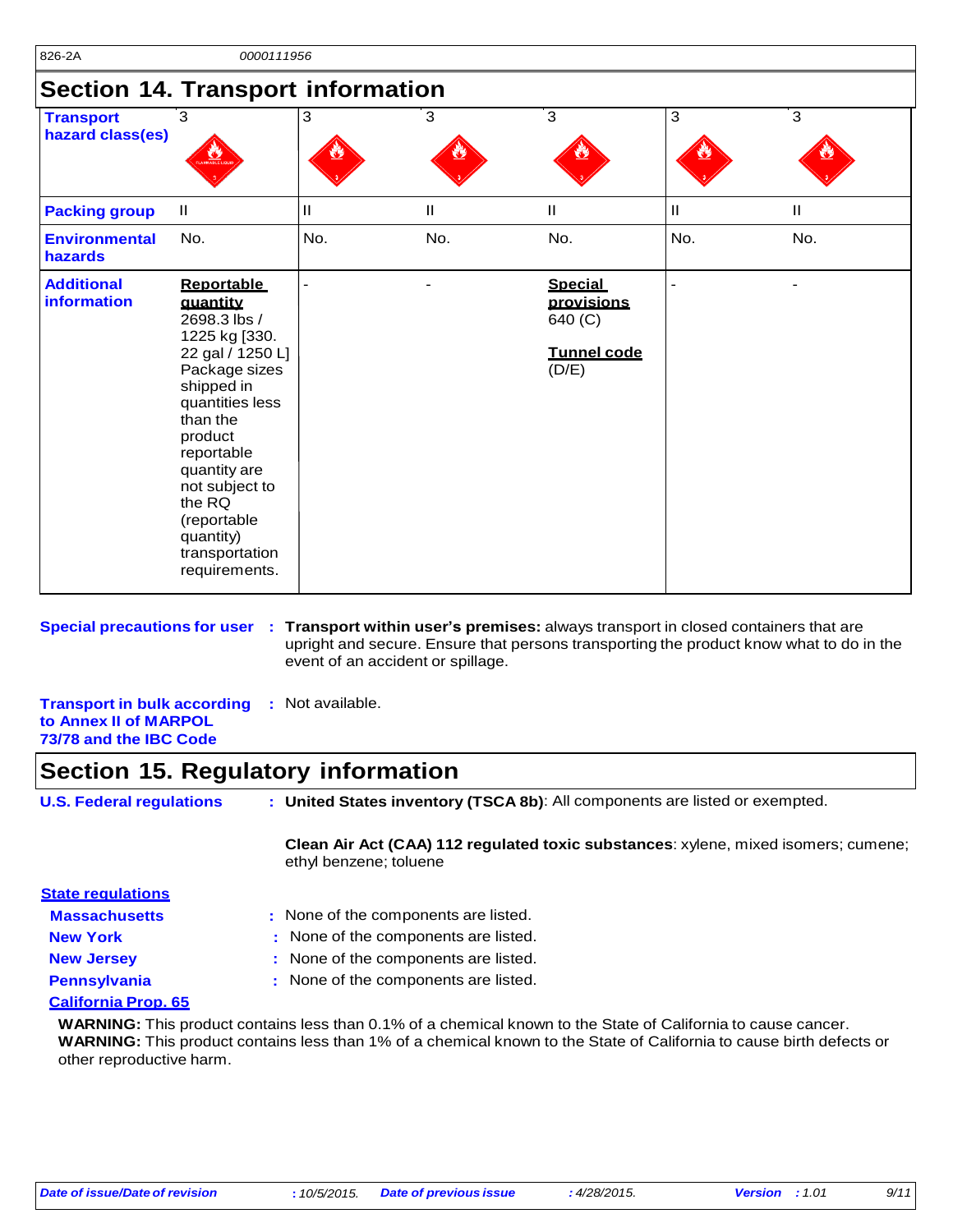826-2A 0000111956

## Section 14. Transport information

| Transport hazard class(es) | 3 | 3 | 3 | 3 | 3 | 3 |
|---|---|---|---|---|---|---|
| Packing group | II | II | II | II | II | II |
| Environmental hazards | No. | No. | No. | No. | No. | No. |
| Additional information | **Reportable quantity** 2698.3 lbs / 1225 kg [330. 22 gal / 1250 L] Package sizes shipped in quantities less than the product reportable quantity are not subject to the RQ (reportable quantity) transportation requirements. | - | - | **Special provisions** 640 (C) **Tunnel code** (D/E) | - | - |

**Special precautions for user** : **Transport within user's premises:** always transport in closed containers that are upright and secure. Ensure that persons transporting the product know what to do in the event of an accident or spillage.

**Transport in bulk according to Annex II of MARPOL 73/78 and the IBC Code** : Not available.

## Section 15. Regulatory information

**U.S. Federal regulations** : **United States inventory (TSCA 8b)**: All components are listed or exempted.

**Clean Air Act (CAA) 112 regulated toxic substances**: xylene, mixed isomers; cumene; ethyl benzene; toluene

**State regulations**

**Massachusetts** : None of the components are listed.

**New York** : None of the components are listed.

**New Jersey** : None of the components are listed.

**Pennsylvania** : None of the components are listed.

**California Prop. 65**

**WARNING:** This product contains less than 0.1% of a chemical known to the State of California to cause cancer.
**WARNING:** This product contains less than 1% of a chemical known to the State of California to cause birth defects or other reproductive harm.

*Date of issue/Date of revision* : 10/5/2015. *Date of previous issue* : 4/28/2015. *Version* : 1.01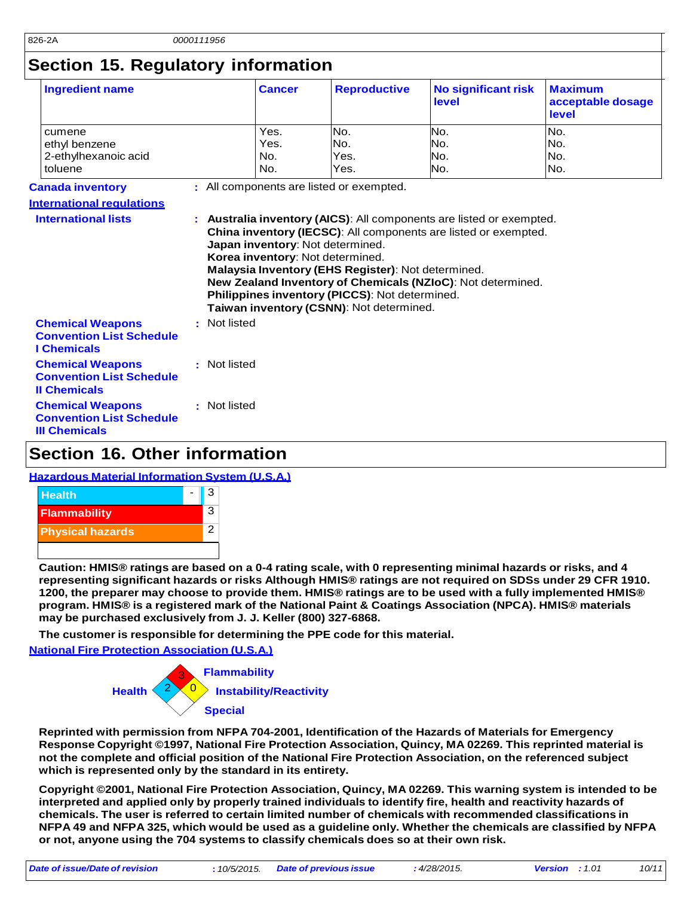## Section 15. Regulatory information

| Ingredient name | Cancer | Reproductive | No significant risk level | Maximum acceptable dosage level |
|---|---|---|---|---|
| cumene | Yes. | No. | No. | No. |
| ethyl benzene | Yes. | No. | No. | No. |
| 2-ethylhexanoic acid | No. | Yes. | No. | No. |
| toluene | No. | Yes. | No. | No. |

**Canada inventory** : All components are listed or exempted.

**International regulations**

**International lists** :
- **Australia inventory (AICS)**: All components are listed or exempted.
- **China inventory (IECSC)**: All components are listed or exempted.
- **Japan inventory**: Not determined.
- **Korea inventory**: Not determined.
- **Malaysia Inventory (EHS Register)**: Not determined.
- **New Zealand Inventory of Chemicals (NZIoC)**: Not determined.
- **Philippines inventory (PICCS)**: Not determined.
- **Taiwan inventory (CSNN)**: Not determined.

**Chemical Weapons Convention List Schedule I Chemicals** : Not listed

**Chemical Weapons Convention List Schedule II Chemicals** : Not listed

**Chemical Weapons Convention List Schedule III Chemicals** : Not listed

## Section 16. Other information

**Hazardous Material Information System (U.S.A.)**

| | | |
|---|---|---|
| Health | - | 3 |
| Flammability | | 3 |
| Physical hazards | | 2 |

**Caution: HMIS® ratings are based on a 0-4 rating scale, with 0 representing minimal hazards or risks, and 4 representing significant hazards or risks Although HMIS® ratings are not required on SDSs under 29 CFR 1910. 1200, the preparer may choose to provide them. HMIS® ratings are to be used with a fully implemented HMIS® program. HMIS® is a registered mark of the National Paint & Coatings Association (NPCA). HMIS® materials may be purchased exclusively from J. J. Keller (800) 327-6868.**

**The customer is responsible for determining the PPE code for this material.**

**National Fire Protection Association (U.S.A.)**

- Health: 2
- Flammability: 3
- Instability/Reactivity: 0
- Special:

**Reprinted with permission from NFPA 704-2001, Identification of the Hazards of Materials for Emergency Response Copyright ©1997, National Fire Protection Association, Quincy, MA 02269. This reprinted material is not the complete and official position of the National Fire Protection Association, on the referenced subject which is represented only by the standard in its entirety.**

**Copyright ©2001, National Fire Protection Association, Quincy, MA 02269. This warning system is intended to be interpreted and applied only by properly trained individuals to identify fire, health and reactivity hazards of chemicals. The user is referred to certain limited number of chemicals with recommended classifications in NFPA 49 and NFPA 325, which would be used as a guideline only. Whether the chemicals are classified by NFPA or not, anyone using the 704 systems to classify chemicals does so at their own risk.**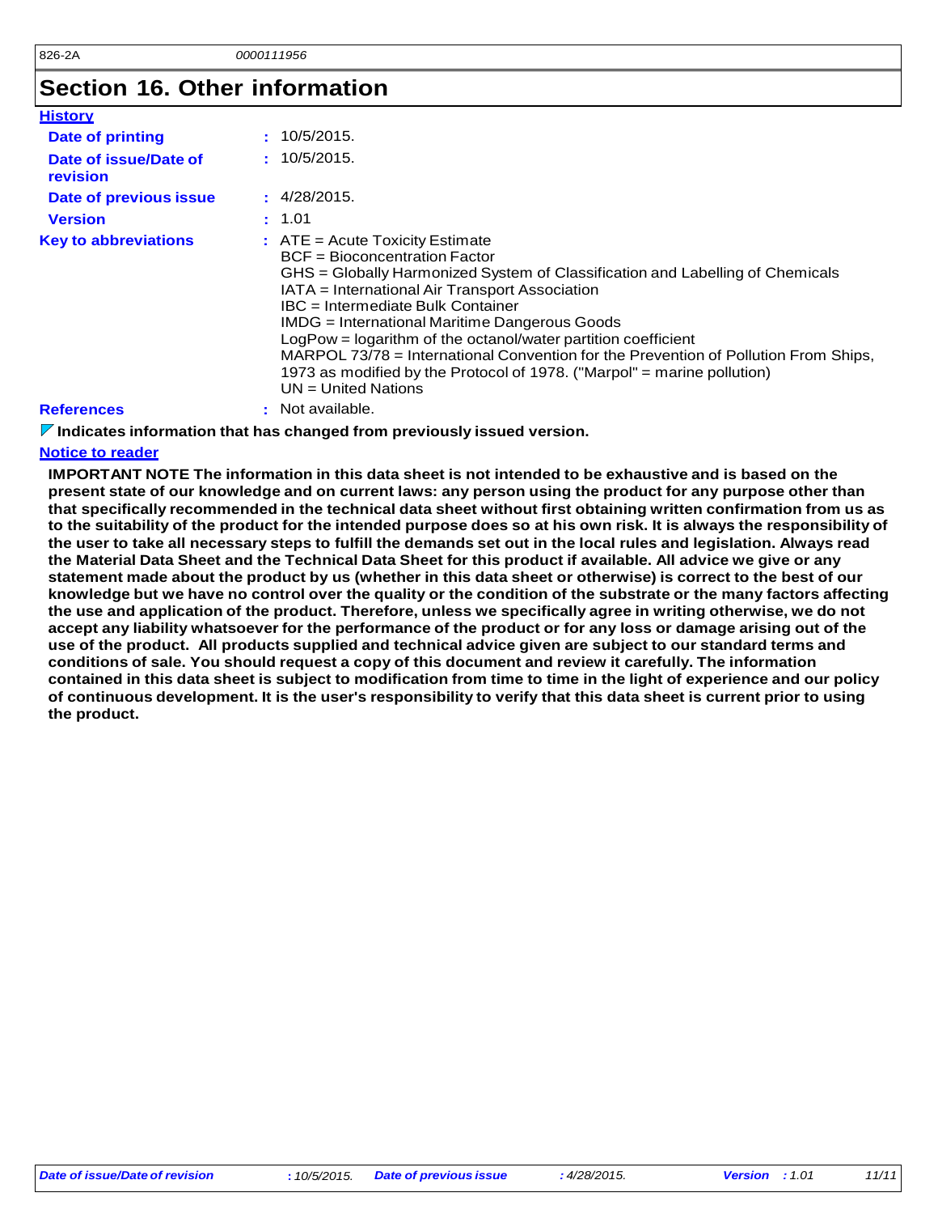## Section 16. Other information

**History**

| | |
|---|---|
| **Date of printing** | : 10/5/2015. |
| **Date of issue/Date of revision** | : 10/5/2015. |
| **Date of previous issue** | : 4/28/2015. |
| **Version** | : 1.01 |

**Key to abbreviations** : ATE = Acute Toxicity Estimate
BCF = Bioconcentration Factor
GHS = Globally Harmonized System of Classification and Labelling of Chemicals
IATA = International Air Transport Association
IBC = Intermediate Bulk Container
IMDG = International Maritime Dangerous Goods
LogPow = logarithm of the octanol/water partition coefficient
MARPOL 73/78 = International Convention for the Prevention of Pollution From Ships, 1973 as modified by the Protocol of 1978. ("Marpol" = marine pollution)
UN = United Nations

**References** : Not available.

**Indicates information that has changed from previously issued version.**

**Notice to reader**

**IMPORTANT NOTE The information in this data sheet is not intended to be exhaustive and is based on the present state of our knowledge and on current laws: any person using the product for any purpose other than that specifically recommended in the technical data sheet without first obtaining written confirmation from us as to the suitability of the product for the intended purpose does so at his own risk. It is always the responsibility of the user to take all necessary steps to fulfill the demands set out in the local rules and legislation. Always read the Material Data Sheet and the Technical Data Sheet for this product if available. All advice we give or any statement made about the product by us (whether in this data sheet or otherwise) is correct to the best of our knowledge but we have no control over the quality or the condition of the substrate or the many factors affecting the use and application of the product. Therefore, unless we specifically agree in writing otherwise, we do not accept any liability whatsoever for the performance of the product or for any loss or damage arising out of the use of the product. All products supplied and technical advice given are subject to our standard terms and conditions of sale. You should request a copy of this document and review it carefully. The information contained in this data sheet is subject to modification from time to time in the light of experience and our policy of continuous development. It is the user's responsibility to verify that this data sheet is current prior to using the product.**